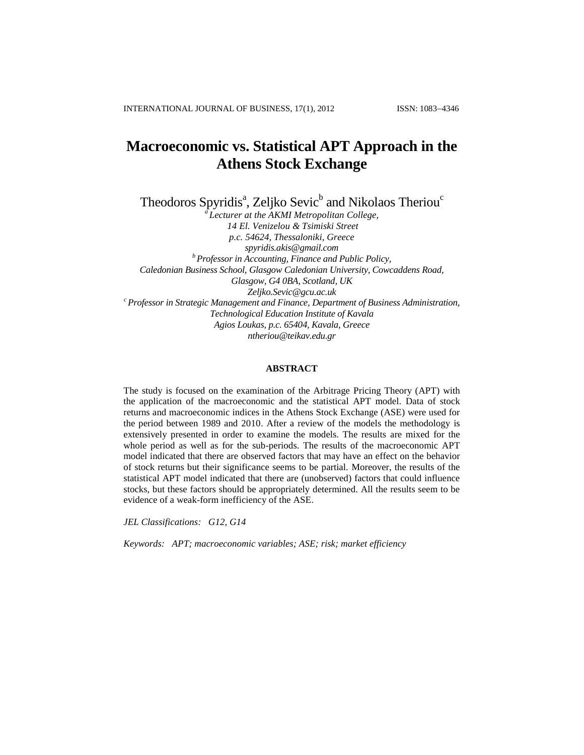# Macroeconomic vs. Statistical APT Approach in the Athens Stock Exchange

Theodoros Spyridis[a], Zeljko Sevic[b] and Nikolaos Theriou[c]

[a] *Lecturer at the AKMI Metropolitan College,*
*14 El. Venizelou & Tsimiski Street*
*p.c. 54624, Thessaloniki, Greece*
*spyridis.akis@gmail.com*

[b] *Professor in Accounting, Finance and Public Policy,*
*Caledonian Business School, Glasgow Caledonian University, Cowcaddens Road,*
*Glasgow, G4 0BA, Scotland, UK*
*Zeljko.Sevic@gcu.ac.uk*

[c] *Professor in Strategic Management and Finance, Department of Business Administration,*
*Technological Education Institute of Kavala*
*Agios Loukas, p.c. 65404, Kavala, Greece*
*ntheriou@teikav.edu.gr*

## ABSTRACT

The study is focused on the examination of the Arbitrage Pricing Theory (APT) with the application of the macroeconomic and the statistical APT model. Data of stock returns and macroeconomic indices in the Athens Stock Exchange (ASE) were used for the period between 1989 and 2010. After a review of the models the methodology is extensively presented in order to examine the models. The results are mixed for the whole period as well as for the sub-periods. The results of the macroeconomic APT model indicated that there are observed factors that may have an effect on the behavior of stock returns but their significance seems to be partial. Moreover, the results of the statistical APT model indicated that there are (unobserved) factors that could influence stocks, but these factors should be appropriately determined. All the results seem to be evidence of a weak-form inefficiency of the ASE.

*JEL Classifications:* *G12, G14*

*Keywords:* *APT; macroeconomic variables; ASE; risk; market efficiency*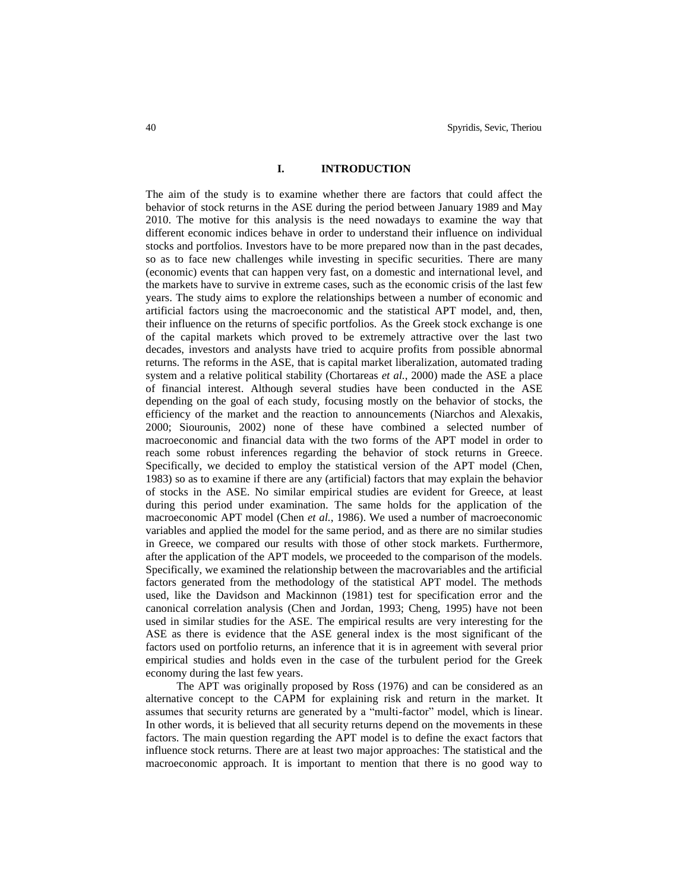# I. INTRODUCTION

The aim of the study is to examine whether there are factors that could affect the behavior of stock returns in the ASE during the period between January 1989 and May 2010. The motive for this analysis is the need nowadays to examine the way that different economic indices behave in order to understand their influence on individual stocks and portfolios. Investors have to be more prepared now than in the past decades, so as to face new challenges while investing in specific securities. There are many (economic) events that can happen very fast, on a domestic and international level, and the markets have to survive in extreme cases, such as the economic crisis of the last few years. The study aims to explore the relationships between a number of economic and artificial factors using the macroeconomic and the statistical APT model, and, then, their influence on the returns of specific portfolios. As the Greek stock exchange is one of the capital markets which proved to be extremely attractive over the last two decades, investors and analysts have tried to acquire profits from possible abnormal returns. The reforms in the ASE, that is capital market liberalization, automated trading system and a relative political stability (Chortareas *et al.*, 2000) made the ASE a place of financial interest. Although several studies have been conducted in the ASE depending on the goal of each study, focusing mostly on the behavior of stocks, the efficiency of the market and the reaction to announcements (Niarchos and Alexakis, 2000; Siourounis, 2002) none of these have combined a selected number of macroeconomic and financial data with the two forms of the APT model in order to reach some robust inferences regarding the behavior of stock returns in Greece. Specifically, we decided to employ the statistical version of the APT model (Chen, 1983) so as to examine if there are any (artificial) factors that may explain the behavior of stocks in the ASE. No similar empirical studies are evident for Greece, at least during this period under examination. The same holds for the application of the macroeconomic APT model (Chen *et al.*, 1986). We used a number of macroeconomic variables and applied the model for the same period, and as there are no similar studies in Greece, we compared our results with those of other stock markets. Furthermore, after the application of the APT models, we proceeded to the comparison of the models. Specifically, we examined the relationship between the macrovariables and the artificial factors generated from the methodology of the statistical APT model. The methods used, like the Davidson and Mackinnon (1981) test for specification error and the canonical correlation analysis (Chen and Jordan, 1993; Cheng, 1995) have not been used in similar studies for the ASE. The empirical results are very interesting for the ASE as there is evidence that the ASE general index is the most significant of the factors used on portfolio returns, an inference that it is in agreement with several prior empirical studies and holds even in the case of the turbulent period for the Greek economy during the last few years.

The APT was originally proposed by Ross (1976) and can be considered as an alternative concept to the CAPM for explaining risk and return in the market. It assumes that security returns are generated by a "multi-factor" model, which is linear. In other words, it is believed that all security returns depend on the movements in these factors. The main question regarding the APT model is to define the exact factors that influence stock returns. There are at least two major approaches: The statistical and the macroeconomic approach. It is important to mention that there is no good way to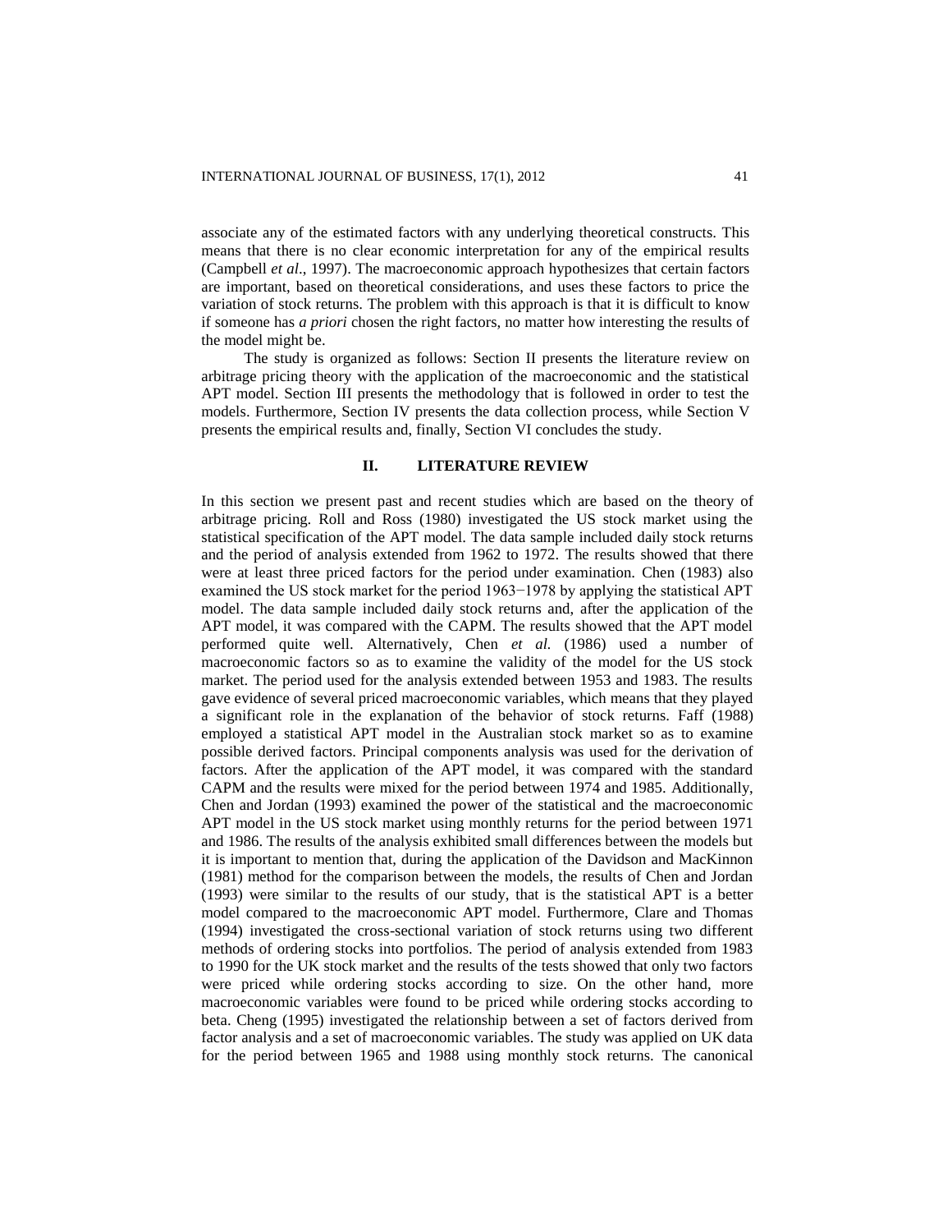associate any of the estimated factors with any underlying theoretical constructs. This means that there is no clear economic interpretation for any of the empirical results (Campbell *et al*., 1997). The macroeconomic approach hypothesizes that certain factors are important, based on theoretical considerations, and uses these factors to price the variation of stock returns. The problem with this approach is that it is difficult to know if someone has *a priori* chosen the right factors, no matter how interesting the results of the model might be.

The study is organized as follows: Section II presents the literature review on arbitrage pricing theory with the application of the macroeconomic and the statistical APT model. Section III presents the methodology that is followed in order to test the models. Furthermore, Section IV presents the data collection process, while Section V presents the empirical results and, finally, Section VI concludes the study.

## II. LITERATURE REVIEW

In this section we present past and recent studies which are based on the theory of arbitrage pricing. Roll and Ross (1980) investigated the US stock market using the statistical specification of the APT model. The data sample included daily stock returns and the period of analysis extended from 1962 to 1972. The results showed that there were at least three priced factors for the period under examination. Chen (1983) also examined the US stock market for the period 1963−1978 by applying the statistical APT model. The data sample included daily stock returns and, after the application of the APT model, it was compared with the CAPM. The results showed that the APT model performed quite well. Alternatively, Chen *et al.* (1986) used a number of macroeconomic factors so as to examine the validity of the model for the US stock market. The period used for the analysis extended between 1953 and 1983. The results gave evidence of several priced macroeconomic variables, which means that they played a significant role in the explanation of the behavior of stock returns. Faff (1988) employed a statistical APT model in the Australian stock market so as to examine possible derived factors. Principal components analysis was used for the derivation of factors. After the application of the APT model, it was compared with the standard CAPM and the results were mixed for the period between 1974 and 1985. Additionally, Chen and Jordan (1993) examined the power of the statistical and the macroeconomic APT model in the US stock market using monthly returns for the period between 1971 and 1986. The results of the analysis exhibited small differences between the models but it is important to mention that, during the application of the Davidson and MacKinnon (1981) method for the comparison between the models, the results of Chen and Jordan (1993) were similar to the results of our study, that is the statistical APT is a better model compared to the macroeconomic APT model. Furthermore, Clare and Thomas (1994) investigated the cross-sectional variation of stock returns using two different methods of ordering stocks into portfolios. The period of analysis extended from 1983 to 1990 for the UK stock market and the results of the tests showed that only two factors were priced while ordering stocks according to size. On the other hand, more macroeconomic variables were found to be priced while ordering stocks according to beta. Cheng (1995) investigated the relationship between a set of factors derived from factor analysis and a set of macroeconomic variables. The study was applied on UK data for the period between 1965 and 1988 using monthly stock returns. The canonical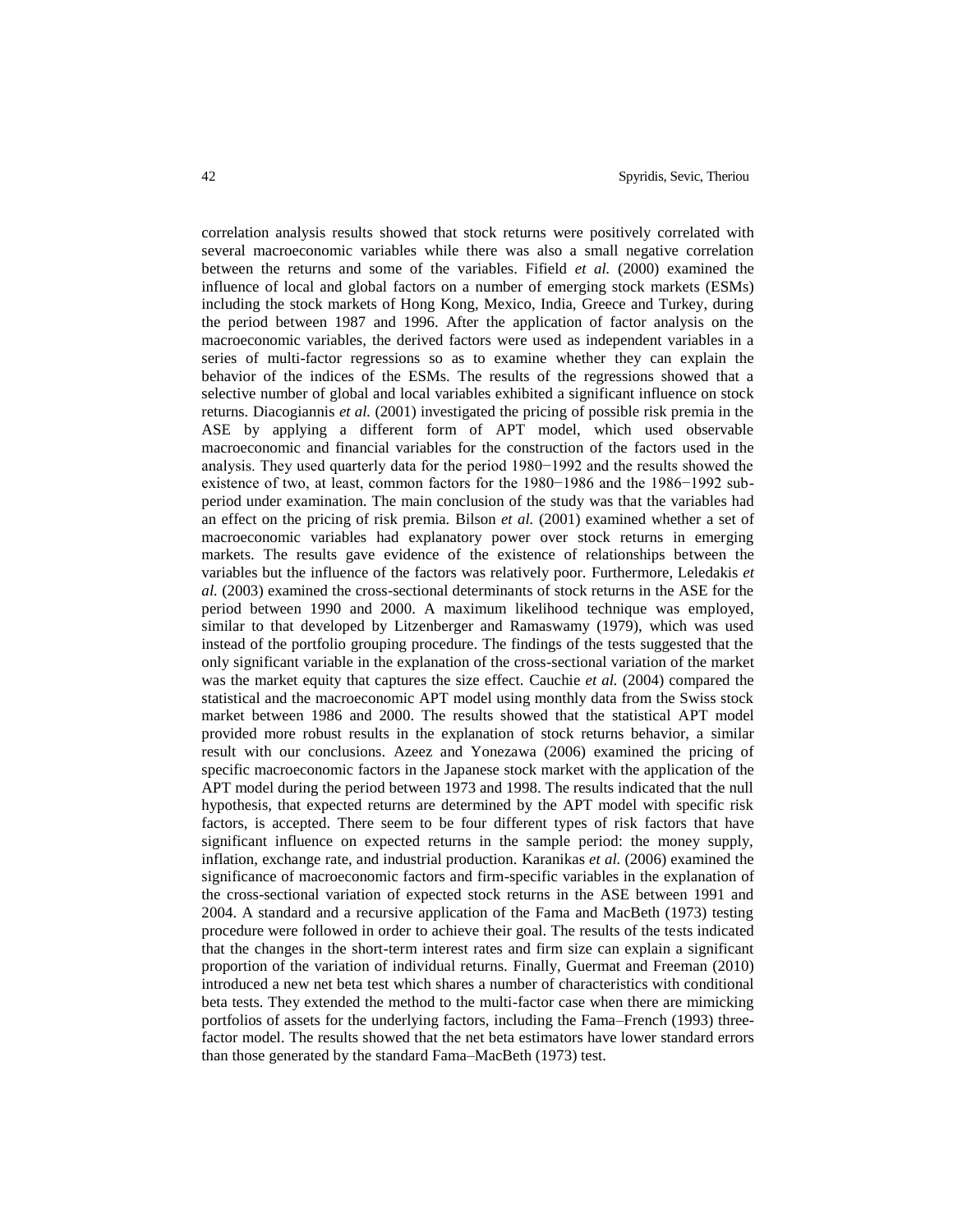correlation analysis results showed that stock returns were positively correlated with several macroeconomic variables while there was also a small negative correlation between the returns and some of the variables. Fifield *et al.* (2000) examined the influence of local and global factors on a number of emerging stock markets (ESMs) including the stock markets of Hong Kong, Mexico, India, Greece and Turkey, during the period between 1987 and 1996. After the application of factor analysis on the macroeconomic variables, the derived factors were used as independent variables in a series of multi-factor regressions so as to examine whether they can explain the behavior of the indices of the ESMs. The results of the regressions showed that a selective number of global and local variables exhibited a significant influence on stock returns. Diacogiannis *et al.* (2001) investigated the pricing of possible risk premia in the ASE by applying a different form of APT model, which used observable macroeconomic and financial variables for the construction of the factors used in the analysis. They used quarterly data for the period 1980−1992 and the results showed the existence of two, at least, common factors for the 1980−1986 and the 1986−1992 sub-period under examination. The main conclusion of the study was that the variables had an effect on the pricing of risk premia. Bilson *et al.* (2001) examined whether a set of macroeconomic variables had explanatory power over stock returns in emerging markets. The results gave evidence of the existence of relationships between the variables but the influence of the factors was relatively poor. Furthermore, Leledakis *et al.* (2003) examined the cross-sectional determinants of stock returns in the ASE for the period between 1990 and 2000. A maximum likelihood technique was employed, similar to that developed by Litzenberger and Ramaswamy (1979), which was used instead of the portfolio grouping procedure. The findings of the tests suggested that the only significant variable in the explanation of the cross-sectional variation of the market was the market equity that captures the size effect. Cauchie *et al.* (2004) compared the statistical and the macroeconomic APT model using monthly data from the Swiss stock market between 1986 and 2000. The results showed that the statistical APT model provided more robust results in the explanation of stock returns behavior, a similar result with our conclusions. Azeez and Yonezawa (2006) examined the pricing of specific macroeconomic factors in the Japanese stock market with the application of the APT model during the period between 1973 and 1998. The results indicated that the null hypothesis, that expected returns are determined by the APT model with specific risk factors, is accepted. There seem to be four different types of risk factors that have significant influence on expected returns in the sample period: the money supply, inflation, exchange rate, and industrial production. Karanikas *et al.* (2006) examined the significance of macroeconomic factors and firm-specific variables in the explanation of the cross-sectional variation of expected stock returns in the ASE between 1991 and 2004. A standard and a recursive application of the Fama and MacBeth (1973) testing procedure were followed in order to achieve their goal. The results of the tests indicated that the changes in the short-term interest rates and firm size can explain a significant proportion of the variation of individual returns. Finally, Guermat and Freeman (2010) introduced a new net beta test which shares a number of characteristics with conditional beta tests. They extended the method to the multi-factor case when there are mimicking portfolios of assets for the underlying factors, including the Fama–French (1993) three-factor model. The results showed that the net beta estimators have lower standard errors than those generated by the standard Fama–MacBeth (1973) test.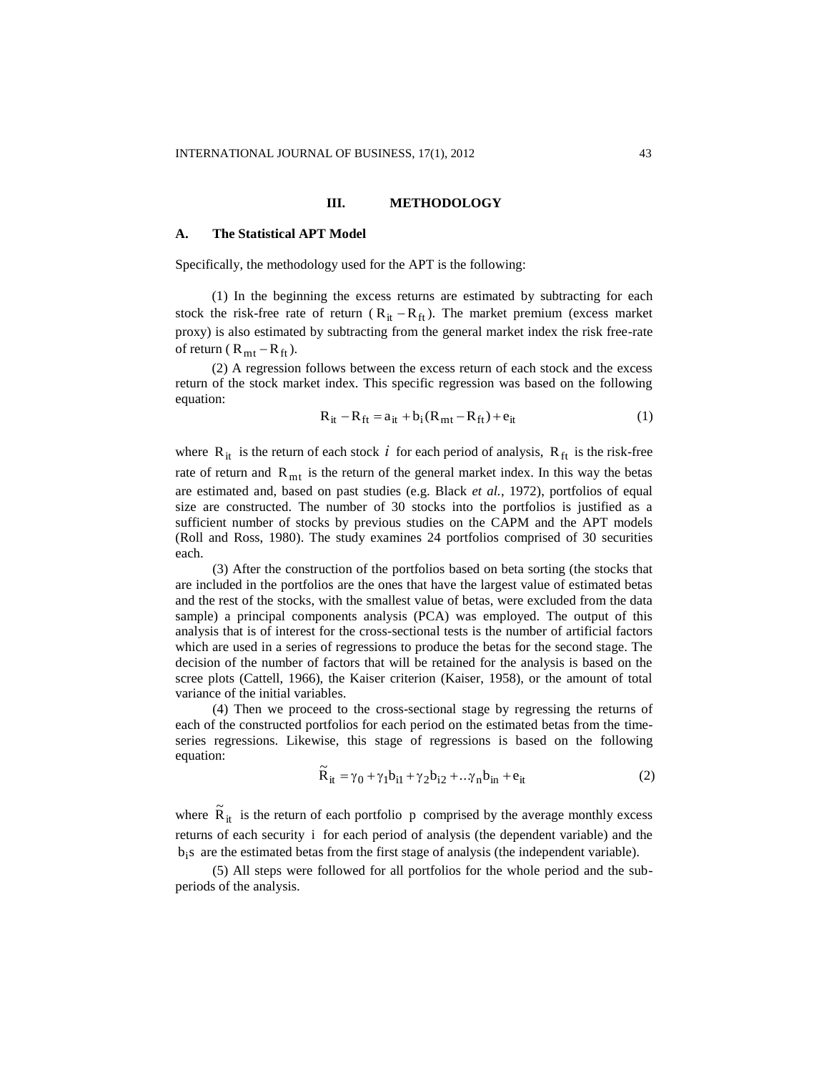## III. METHODOLOGY

### A. The Statistical APT Model

Specifically, the methodology used for the APT is the following:

(1) In the beginning the excess returns are estimated by subtracting for each stock the risk-free rate of return ( $R_{it} - R_{ft}$ ). The market premium (excess market proxy) is also estimated by subtracting from the general market index the risk free-rate of return ( $R_{mt} - R_{ft}$ ).

(2) A regression follows between the excess return of each stock and the excess return of the stock market index. This specific regression was based on the following equation:

$$R_{it} - R_{ft} = a_{it} + b_i(R_{mt} - R_{ft}) + e_{it} \tag{1}$$

where $R_{it}$ is the return of each stock $i$ for each period of analysis, $R_{ft}$ is the risk-free rate of return and $R_{mt}$ is the return of the general market index. In this way the betas are estimated and, based on past studies (e.g. Black *et al.*, 1972), portfolios of equal size are constructed. The number of 30 stocks into the portfolios is justified as a sufficient number of stocks by previous studies on the CAPM and the APT models (Roll and Ross, 1980). The study examines 24 portfolios comprised of 30 securities each.

(3) After the construction of the portfolios based on beta sorting (the stocks that are included in the portfolios are the ones that have the largest value of estimated betas and the rest of the stocks, with the smallest value of betas, were excluded from the data sample) a principal components analysis (PCA) was employed. The output of this analysis that is of interest for the cross-sectional tests is the number of artificial factors which are used in a series of regressions to produce the betas for the second stage. The decision of the number of factors that will be retained for the analysis is based on the scree plots (Cattell, 1966), the Kaiser criterion (Kaiser, 1958), or the amount of total variance of the initial variables.

(4) Then we proceed to the cross-sectional stage by regressing the returns of each of the constructed portfolios for each period on the estimated betas from the time-series regressions. Likewise, this stage of regressions is based on the following equation:

$$\tilde{R}_{it} = \gamma_0 + \gamma_1 b_{i1} + \gamma_2 b_{i2} + \ldots \gamma_n b_{in} + e_{it} \tag{2}$$

where $\tilde{R}_{it}$ is the return of each portfolio $p$ comprised by the average monthly excess returns of each security $i$ for each period of analysis (the dependent variable) and the $b_i$s are the estimated betas from the first stage of analysis (the independent variable).

(5) All steps were followed for all portfolios for the whole period and the sub-periods of the analysis.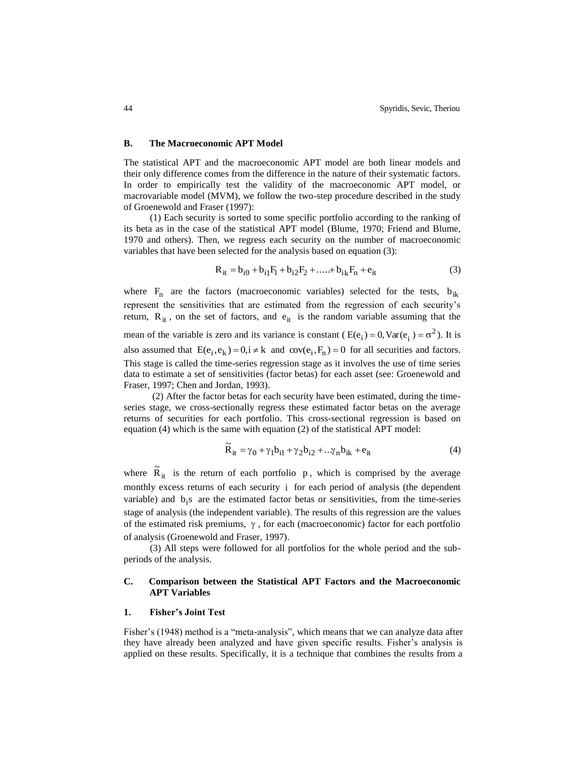### B. The Macroeconomic APT Model

The statistical APT and the macroeconomic APT model are both linear models and their only difference comes from the difference in the nature of their systematic factors. In order to empirically test the validity of the macroeconomic APT model, or macrovariable model (MVM), we follow the two-step procedure described in the study of Groenewold and Fraser (1997):

(1) Each security is sorted to some specific portfolio according to the ranking of its beta as in the case of the statistical APT model (Blume, 1970; Friend and Blume, 1970 and others). Then, we regress each security on the number of macroeconomic variables that have been selected for the analysis based on equation (3):

$$R_{it} = b_{i0} + b_{i1}F_1 + b_{i2}F_2 + \ldots + b_{ik}F_n + e_{it} \tag{3}$$

where $F_n$ are the factors (macroeconomic variables) selected for the tests, $b_{ik}$ represent the sensitivities that are estimated from the regression of each security's return, $R_{it}$, on the set of factors, and $e_{it}$ is the random variable assuming that the mean of the variable is zero and its variance is constant ( $E(e_i) = 0, \mathrm{Var}(e_i) = \sigma^2$ ). It is also assumed that $E(e_i, e_k) = 0, i \neq k$ and $\mathrm{cov}(e_i, F_n) = 0$ for all securities and factors. This stage is called the time-series regression stage as it involves the use of time series data to estimate a set of sensitivities (factor betas) for each asset (see: Groenewold and Fraser, 1997; Chen and Jordan, 1993).

(2) After the factor betas for each security have been estimated, during the time-series stage, we cross-sectionally regress these estimated factor betas on the average returns of securities for each portfolio. This cross-sectional regression is based on equation (4) which is the same with equation (2) of the statistical APT model:

$$\tilde{R}_{it} = \gamma_0 + \gamma_1 b_{i1} + \gamma_2 b_{i2} + \ldots \gamma_n b_{ik} + e_{it} \tag{4}$$

where $\tilde{R}_{it}$ is the return of each portfolio $p$, which is comprised by the average monthly excess returns of each security $i$ for each period of analysis (the dependent variable) and $b_i$s are the estimated factor betas or sensitivities, from the time-series stage of analysis (the independent variable). The results of this regression are the values of the estimated risk premiums, $\gamma$, for each (macroeconomic) factor for each portfolio of analysis (Groenewold and Fraser, 1997).

(3) All steps were followed for all portfolios for the whole period and the sub-periods of the analysis.

### C. Comparison between the Statistical APT Factors and the Macroeconomic APT Variables

#### 1. Fisher's Joint Test

Fisher's (1948) method is a "meta-analysis", which means that we can analyze data after they have already been analyzed and have given specific results. Fisher's analysis is applied on these results. Specifically, it is a technique that combines the results from a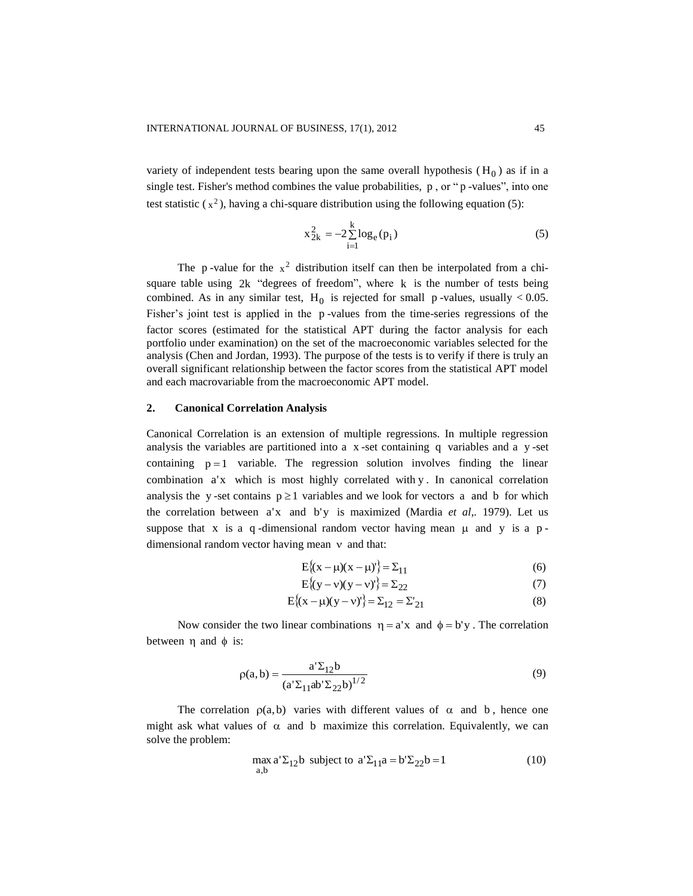variety of independent tests bearing upon the same overall hypothesis ($H_0$) as if in a single test. Fisher's method combines the value probabilities, $p$, or "$p$-values", into one test statistic ($x^2$), having a chi-square distribution using the following equation (5):

$$x_{2k}^2 = -2\sum_{i=1}^{k} \log_e(p_i) \tag{5}$$

The $p$-value for the $x^2$ distribution itself can then be interpolated from a chi-square table using $2k$ "degrees of freedom", where $k$ is the number of tests being combined. As in any similar test, $H_0$ is rejected for small $p$-values, usually $< 0.05$. Fisher's joint test is applied in the $p$-values from the time-series regressions of the factor scores (estimated for the statistical APT during the factor analysis for each portfolio under examination) on the set of the macroeconomic variables selected for the analysis (Chen and Jordan, 1993). The purpose of the tests is to verify if there is truly an overall significant relationship between the factor scores from the statistical APT model and each macrovariable from the macroeconomic APT model.

## 2. Canonical Correlation Analysis

Canonical Correlation is an extension of multiple regressions. In multiple regression analysis the variables are partitioned into a $x$-set containing $q$ variables and a $y$-set containing $p = 1$ variable. The regression solution involves finding the linear combination $a'x$ which is most highly correlated with $y$. In canonical correlation analysis the $y$-set contains $p \geq 1$ variables and we look for vectors $a$ and $b$ for which the correlation between $a'x$ and $b'y$ is maximized (Mardia *et al*,. 1979). Let us suppose that $x$ is a $q$-dimensional random vector having mean $\mu$ and $y$ is a $p$-dimensional random vector having mean $\nu$ and that:

$$E\{(x-\mu)(x-\mu)'\} = \Sigma_{11} \tag{6}$$

$$E\{(y-\nu)(y-\nu)'\} = \Sigma_{22} \tag{7}$$

$$E\{(x-\mu)(y-\nu)'\} = \Sigma_{12} = \Sigma'_{21} \tag{8}$$

Now consider the two linear combinations $\eta = a'x$ and $\phi = b'y$. The correlation between $\eta$ and $\phi$ is:

$$\rho(a,b) = \frac{a'\Sigma_{12}b}{(a'\Sigma_{11}ab'\Sigma_{22}b)^{1/2}} \tag{9}$$

The correlation $\rho(a,b)$ varies with different values of $\alpha$ and $b$, hence one might ask what values of $\alpha$ and $b$ maximize this correlation. Equivalently, we can solve the problem:

$$\max_{a,b} a'\Sigma_{12}b \text{ subject to } a'\Sigma_{11}a = b'\Sigma_{22}b = 1 \tag{10}$$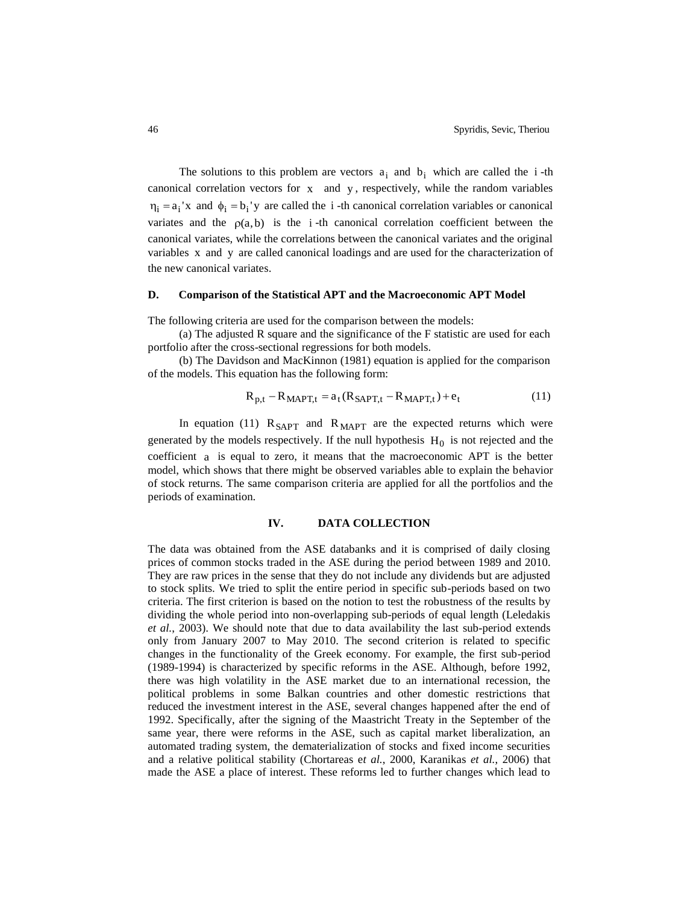The solutions to this problem are vectors $a_i$ and $b_i$ which are called the $i$-th canonical correlation vectors for $x$ and $y$, respectively, while the random variables $\eta_i = a_i{}'x$ and $\phi_i = b_i{}'y$ are called the $i$-th canonical correlation variables or canonical variates and the $\rho(a,b)$ is the $i$-th canonical correlation coefficient between the canonical variates, while the correlations between the canonical variates and the original variables $x$ and $y$ are called canonical loadings and are used for the characterization of the new canonical variates.

### D. Comparison of the Statistical APT and the Macroeconomic APT Model

The following criteria are used for the comparison between the models:

(a) The adjusted R square and the significance of the F statistic are used for each portfolio after the cross-sectional regressions for both models.

(b) The Davidson and MacKinnon (1981) equation is applied for the comparison of the models. This equation has the following form:

$$R_{p,t} - R_{MAPT,t} = a_t(R_{SAPT,t} - R_{MAPT,t}) + e_t \tag{11}$$

In equation (11) $R_{SAPT}$ and $R_{MAPT}$ are the expected returns which were generated by the models respectively. If the null hypothesis $H_0$ is not rejected and the coefficient $a$ is equal to zero, it means that the macroeconomic APT is the better model, which shows that there might be observed variables able to explain the behavior of stock returns. The same comparison criteria are applied for all the portfolios and the periods of examination.

## IV. DATA COLLECTION

The data was obtained from the ASE databanks and it is comprised of daily closing prices of common stocks traded in the ASE during the period between 1989 and 2010. They are raw prices in the sense that they do not include any dividends but are adjusted to stock splits. We tried to split the entire period in specific sub-periods based on two criteria. The first criterion is based on the notion to test the robustness of the results by dividing the whole period into non-overlapping sub-periods of equal length (Leledakis *et al.*, 2003). We should note that due to data availability the last sub-period extends only from January 2007 to May 2010. The second criterion is related to specific changes in the functionality of the Greek economy. For example, the first sub-period (1989-1994) is characterized by specific reforms in the ASE. Although, before 1992, there was high volatility in the ASE market due to an international recession, the political problems in some Balkan countries and other domestic restrictions that reduced the investment interest in the ASE, several changes happened after the end of 1992. Specifically, after the signing of the Maastricht Treaty in the September of the same year, there were reforms in the ASE, such as capital market liberalization, an automated trading system, the dematerialization of stocks and fixed income securities and a relative political stability (Chortareas e*t al.*, 2000, Karanikas *et al.*, 2006) that made the ASE a place of interest. These reforms led to further changes which lead to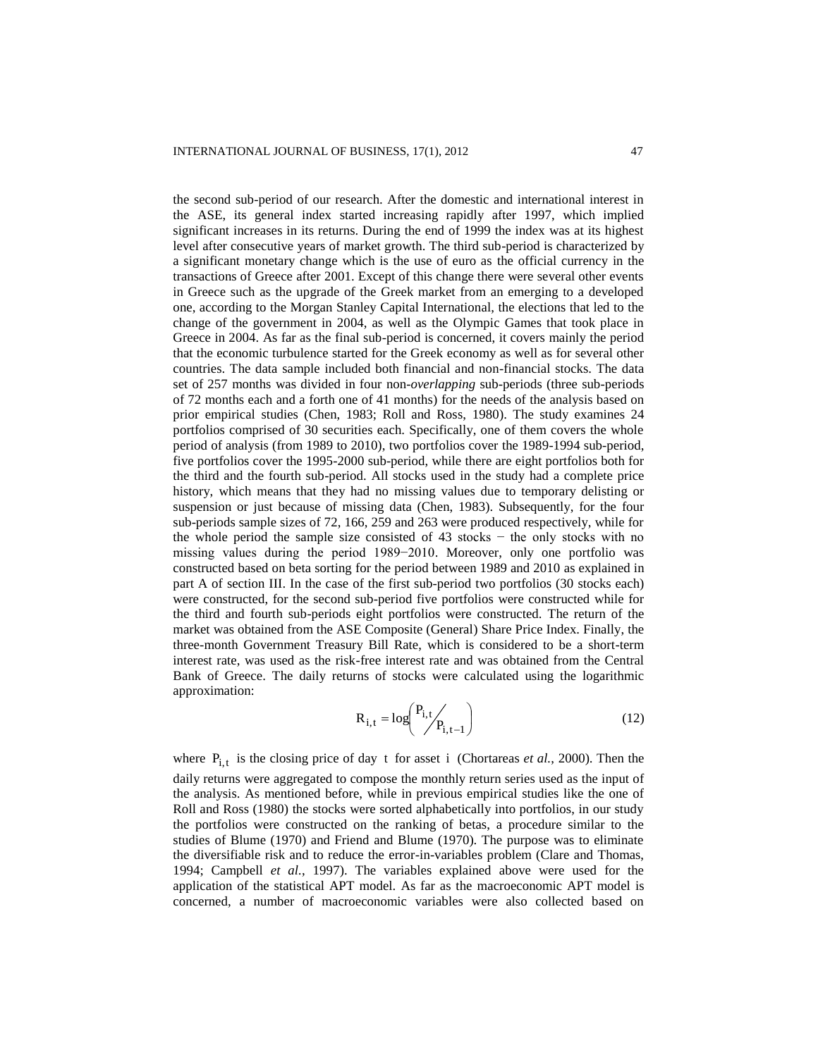the second sub-period of our research. After the domestic and international interest in the ASE, its general index started increasing rapidly after 1997, which implied significant increases in its returns. During the end of 1999 the index was at its highest level after consecutive years of market growth. The third sub-period is characterized by a significant monetary change which is the use of euro as the official currency in the transactions of Greece after 2001. Except of this change there were several other events in Greece such as the upgrade of the Greek market from an emerging to a developed one, according to the Morgan Stanley Capital International, the elections that led to the change of the government in 2004, as well as the Olympic Games that took place in Greece in 2004. As far as the final sub-period is concerned, it covers mainly the period that the economic turbulence started for the Greek economy as well as for several other countries. The data sample included both financial and non-financial stocks. The data set of 257 months was divided in four non-*overlapping* sub-periods (three sub-periods of 72 months each and a forth one of 41 months) for the needs of the analysis based on prior empirical studies (Chen, 1983; Roll and Ross, 1980). The study examines 24 portfolios comprised of 30 securities each. Specifically, one of them covers the whole period of analysis (from 1989 to 2010), two portfolios cover the 1989-1994 sub-period, five portfolios cover the 1995-2000 sub-period, while there are eight portfolios both for the third and the fourth sub-period. All stocks used in the study had a complete price history, which means that they had no missing values due to temporary delisting or suspension or just because of missing data (Chen, 1983). Subsequently, for the four sub-periods sample sizes of 72, 166, 259 and 263 were produced respectively, while for the whole period the sample size consisted of 43 stocks − the only stocks with no missing values during the period 1989−2010. Moreover, only one portfolio was constructed based on beta sorting for the period between 1989 and 2010 as explained in part A of section III. In the case of the first sub-period two portfolios (30 stocks each) were constructed, for the second sub-period five portfolios were constructed while for the third and fourth sub-periods eight portfolios were constructed. The return of the market was obtained from the ASE Composite (General) Share Price Index. Finally, the three-month Government Treasury Bill Rate, which is considered to be a short-term interest rate, was used as the risk-free interest rate and was obtained from the Central Bank of Greece. The daily returns of stocks were calculated using the logarithmic approximation:

$$R_{i,t} = \log\left( P_{i,t} / P_{i,t-1} \right) \tag{12}$$

where $P_{i,t}$ is the closing price of day $t$ for asset $i$ (Chortareas *et al.*, 2000). Then the daily returns were aggregated to compose the monthly return series used as the input of the analysis. As mentioned before, while in previous empirical studies like the one of Roll and Ross (1980) the stocks were sorted alphabetically into portfolios, in our study the portfolios were constructed on the ranking of betas, a procedure similar to the studies of Blume (1970) and Friend and Blume (1970). The purpose was to eliminate the diversifiable risk and to reduce the error-in-variables problem (Clare and Thomas, 1994; Campbell *et al.*, 1997). The variables explained above were used for the application of the statistical APT model. As far as the macroeconomic APT model is concerned, a number of macroeconomic variables were also collected based on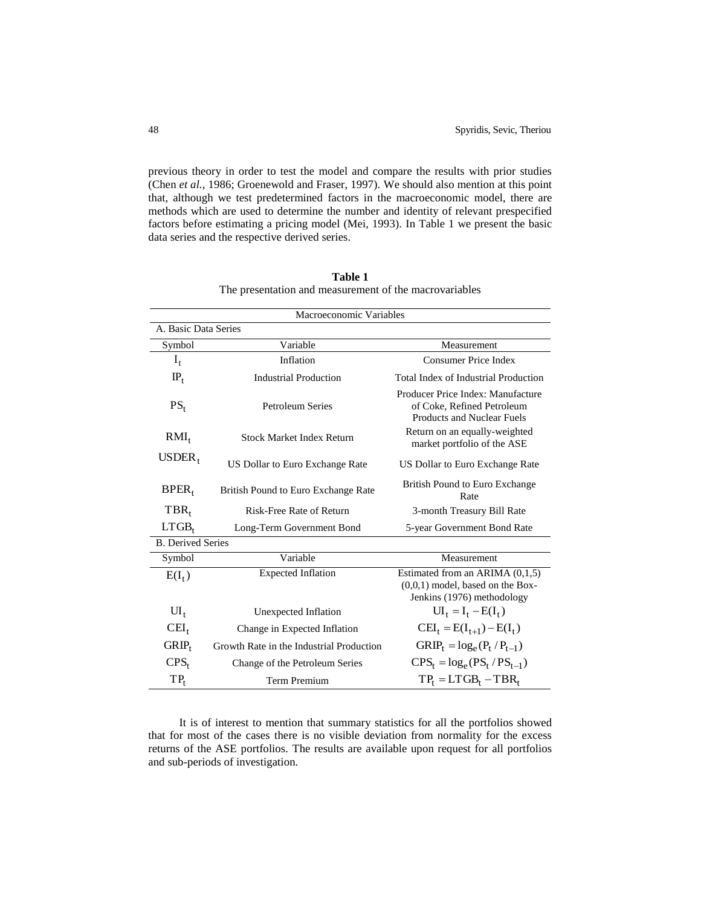previous theory in order to test the model and compare the results with prior studies (Chen *et al.*, 1986; Groenewold and Fraser, 1997). We should also mention at this point that, although we test predetermined factors in the macroeconomic model, there are methods which are used to determine the number and identity of relevant prespecified factors before estimating a pricing model (Mei, 1993). In Table 1 we present the basic data series and the respective derived series.

**Table 1**
The presentation and measurement of the macrovariables

| Macroeconomic Variables | | |
|---|---|---|
| **A. Basic Data Series** | | |
| Symbol | Variable | Measurement |
| $I_t$ | Inflation | Consumer Price Index |
| $IP_t$ | Industrial Production | Total Index of Industrial Production |
| $PS_t$ | Petroleum Series | Producer Price Index: Manufacture of Coke, Refined Petroleum Products and Nuclear Fuels |
| $RMI_t$ | Stock Market Index Return | Return on an equally-weighted market portfolio of the ASE |
| $USDER_t$ | US Dollar to Euro Exchange Rate | US Dollar to Euro Exchange Rate |
| $BPER_t$ | British Pound to Euro Exchange Rate | British Pound to Euro Exchange Rate |
| $TBR_t$ | Risk-Free Rate of Return | 3-month Treasury Bill Rate |
| $LTGB_t$ | Long-Term Government Bond | 5-year Government Bond Rate |
| **B. Derived Series** | | |
| Symbol | Variable | Measurement |
| $E(I_t)$ | Expected Inflation | Estimated from an ARIMA (0,1,5) (0,0,1) model, based on the Box-Jenkins (1976) methodology |
| $UI_t$ | Unexpected Inflation | $UI_t = I_t - E(I_t)$ |
| $CEI_t$ | Change in Expected Inflation | $CEI_t = E(I_{t+1}) - E(I_t)$ |
| $GRIP_t$ | Growth Rate in the Industrial Production | $GRIP_t = \log_e(P_t / P_{t-1})$ |
| $CPS_t$ | Change of the Petroleum Series | $CPS_t = \log_e(PS_t / PS_{t-1})$ |
| $TP_t$ | Term Premium | $TP_t = LTGB_t - TBR_t$ |

It is of interest to mention that summary statistics for all the portfolios showed that for most of the cases there is no visible deviation from normality for the excess returns of the ASE portfolios. The results are available upon request for all portfolios and sub-periods of investigation.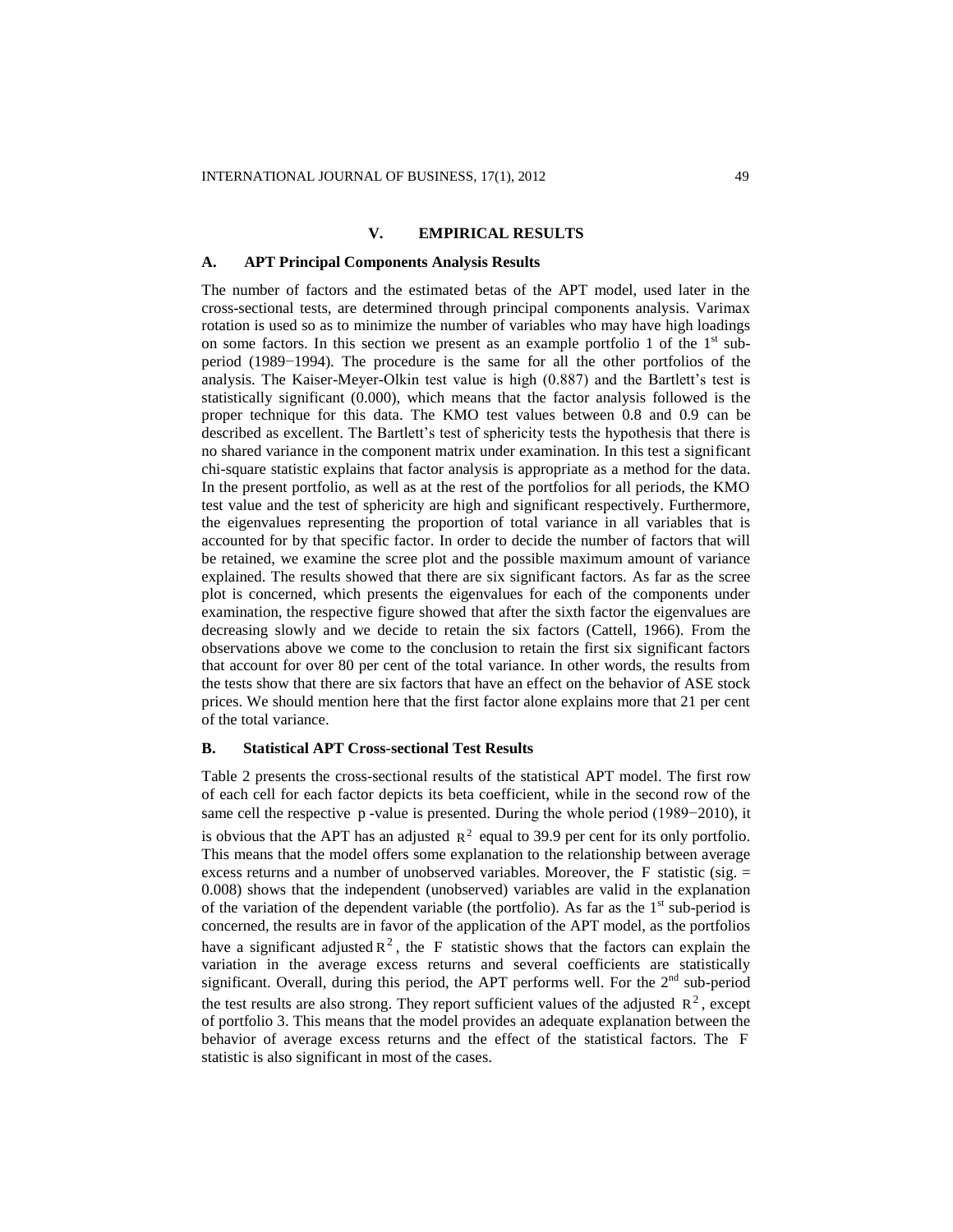## V. EMPIRICAL RESULTS

### A. APT Principal Components Analysis Results

The number of factors and the estimated betas of the APT model, used later in the cross-sectional tests, are determined through principal components analysis. Varimax rotation is used so as to minimize the number of variables who may have high loadings on some factors. In this section we present as an example portfolio 1 of the 1st sub-period (1989−1994). The procedure is the same for all the other portfolios of the analysis. The Kaiser-Meyer-Olkin test value is high (0.887) and the Bartlett's test is statistically significant (0.000), which means that the factor analysis followed is the proper technique for this data. The KMO test values between 0.8 and 0.9 can be described as excellent. The Bartlett's test of sphericity tests the hypothesis that there is no shared variance in the component matrix under examination. In this test a significant chi-square statistic explains that factor analysis is appropriate as a method for the data. In the present portfolio, as well as at the rest of the portfolios for all periods, the KMO test value and the test of sphericity are high and significant respectively. Furthermore, the eigenvalues representing the proportion of total variance in all variables that is accounted for by that specific factor. In order to decide the number of factors that will be retained, we examine the scree plot and the possible maximum amount of variance explained. The results showed that there are six significant factors. As far as the scree plot is concerned, which presents the eigenvalues for each of the components under examination, the respective figure showed that after the sixth factor the eigenvalues are decreasing slowly and we decide to retain the six factors (Cattell, 1966). From the observations above we come to the conclusion to retain the first six significant factors that account for over 80 per cent of the total variance. In other words, the results from the tests show that there are six factors that have an effect on the behavior of ASE stock prices. We should mention here that the first factor alone explains more that 21 per cent of the total variance.

### B. Statistical APT Cross-sectional Test Results

Table 2 presents the cross-sectional results of the statistical APT model. The first row of each cell for each factor depicts its beta coefficient, while in the second row of the same cell the respective p -value is presented. During the whole period (1989−2010), it is obvious that the APT has an adjusted $R^2$ equal to 39.9 per cent for its only portfolio. This means that the model offers some explanation to the relationship between average excess returns and a number of unobserved variables. Moreover, the F statistic (sig. = 0.008) shows that the independent (unobserved) variables are valid in the explanation of the variation of the dependent variable (the portfolio). As far as the 1st sub-period is concerned, the results are in favor of the application of the APT model, as the portfolios have a significant adjusted $R^2$, the F statistic shows that the factors can explain the variation in the average excess returns and several coefficients are statistically significant. Overall, during this period, the APT performs well. For the 2nd sub-period the test results are also strong. They report sufficient values of the adjusted $R^2$, except of portfolio 3. This means that the model provides an adequate explanation between the behavior of average excess returns and the effect of the statistical factors. The F statistic is also significant in most of the cases.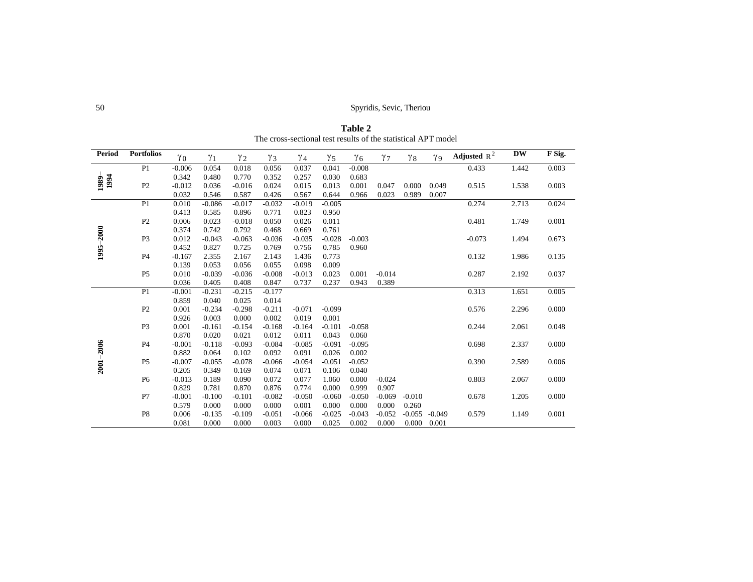**Table 2**

The cross-sectional test results of the statistical APT model

| Period | Portfolios | $\gamma_0$ | $\gamma_1$ | $\gamma_2$ | $\gamma_3$ | $\gamma_4$ | $\gamma_5$ | $\gamma_6$ | $\gamma_7$ | $\gamma_8$ | $\gamma_9$ | Adjusted $R^2$ | DW | F Sig. |
|---|---|---|---|---|---|---|---|---|---|---|---|---|---|---|
| 1989–1994 | P1 | -0.006 | 0.054 | 0.018 | 0.056 | 0.037 | 0.041 | -0.008 | | | | 0.433 | 1.442 | 0.003 |
| | | 0.342 | 0.480 | 0.770 | 0.352 | 0.257 | 0.030 | 0.683 | | | | | | |
| | P2 | -0.012 | 0.036 | -0.016 | 0.024 | 0.015 | 0.013 | 0.001 | 0.047 | 0.000 | 0.049 | 0.515 | 1.538 | 0.003 |
| | | 0.032 | 0.546 | 0.587 | 0.426 | 0.567 | 0.644 | 0.966 | 0.023 | 0.989 | 0.007 | | | |
| 1995–2000 | P1 | 0.010 | -0.086 | -0.017 | -0.032 | -0.019 | -0.005 | | | | | 0.274 | 2.713 | 0.024 |
| | | 0.413 | 0.585 | 0.896 | 0.771 | 0.823 | 0.950 | | | | | | | |
| | P2 | 0.006 | 0.023 | -0.018 | 0.050 | 0.026 | 0.011 | | | | | 0.481 | 1.749 | 0.001 |
| | | 0.374 | 0.742 | 0.792 | 0.468 | 0.669 | 0.761 | | | | | | | |
| | P3 | 0.012 | -0.043 | -0.063 | -0.036 | -0.035 | -0.028 | -0.003 | | | | -0.073 | 1.494 | 0.673 |
| | | 0.452 | 0.827 | 0.725 | 0.769 | 0.756 | 0.785 | 0.960 | | | | | | |
| | P4 | -0.167 | 2.355 | 2.167 | 2.143 | 1.436 | 0.773 | | | | | 0.132 | 1.986 | 0.135 |
| | | 0.139 | 0.053 | 0.056 | 0.055 | 0.098 | 0.009 | | | | | | | |
| | P5 | 0.010 | -0.039 | -0.036 | -0.008 | -0.013 | 0.023 | 0.001 | -0.014 | | | 0.287 | 2.192 | 0.037 |
| | | 0.036 | 0.405 | 0.408 | 0.847 | 0.737 | 0.237 | 0.943 | 0.389 | | | | | |
| 2001–2006 | P1 | -0.001 | -0.231 | -0.215 | -0.177 | | | | | | | 0.313 | 1.651 | 0.005 |
| | | 0.859 | 0.040 | 0.025 | 0.014 | | | | | | | | | |
| | P2 | 0.001 | -0.234 | -0.298 | -0.211 | -0.071 | -0.099 | | | | | 0.576 | 2.296 | 0.000 |
| | | 0.926 | 0.003 | 0.000 | 0.002 | 0.019 | 0.001 | | | | | | | |
| | P3 | 0.001 | -0.161 | -0.154 | -0.168 | -0.164 | -0.101 | -0.058 | | | | 0.244 | 2.061 | 0.048 |
| | | 0.870 | 0.020 | 0.021 | 0.012 | 0.011 | 0.043 | 0.060 | | | | | | |
| | P4 | -0.001 | -0.118 | -0.093 | -0.084 | -0.085 | -0.091 | -0.095 | | | | 0.698 | 2.337 | 0.000 |
| | | 0.882 | 0.064 | 0.102 | 0.092 | 0.091 | 0.026 | 0.002 | | | | | | |
| | P5 | -0.007 | -0.055 | -0.078 | -0.066 | -0.054 | -0.051 | -0.052 | | | | 0.390 | 2.589 | 0.006 |
| | | 0.205 | 0.349 | 0.169 | 0.074 | 0.071 | 0.106 | 0.040 | | | | | | |
| | P6 | -0.013 | 0.189 | 0.090 | 0.072 | 0.077 | 1.060 | 0.000 | -0.024 | | | 0.803 | 2.067 | 0.000 |
| | | 0.829 | 0.781 | 0.870 | 0.876 | 0.774 | 0.000 | 0.999 | 0.907 | | | | | |
| | P7 | -0.001 | -0.100 | -0.101 | -0.082 | -0.050 | -0.060 | -0.050 | -0.069 | -0.010 | | 0.678 | 1.205 | 0.000 |
| | | 0.579 | 0.000 | 0.000 | 0.000 | 0.001 | 0.000 | 0.000 | 0.000 | 0.260 | | | | |
| | P8 | 0.006 | -0.135 | -0.109 | -0.051 | -0.066 | -0.025 | -0.043 | -0.052 | -0.055 | -0.049 | 0.579 | 1.149 | 0.001 |
| | | 0.081 | 0.000 | 0.000 | 0.003 | 0.000 | 0.025 | 0.002 | 0.000 | 0.000 | 0.001 | | | |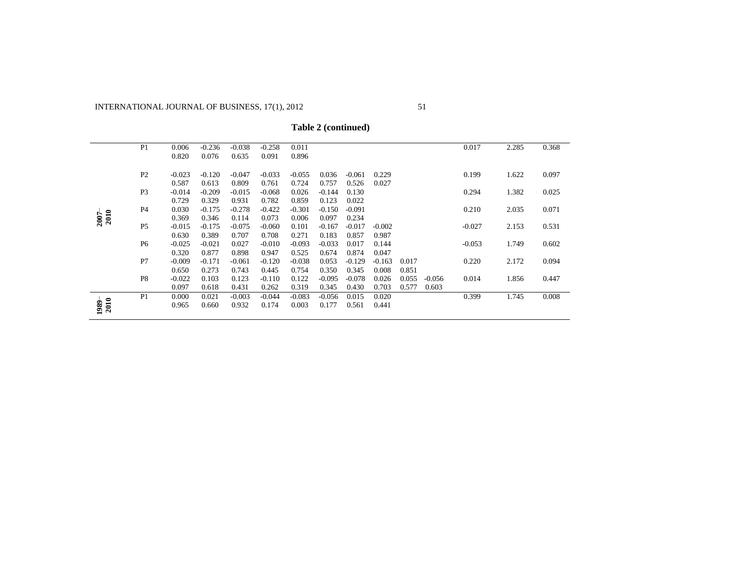**Table 2 (continued)**

| | | | | | | | | | | | | | | |
|---|---|---|---|---|---|---|---|---|---|---|---|---|---|---|
| 2007–2010 | P1 | 0.006 | -0.236 | -0.038 | -0.258 | 0.011 | | | | | | 0.017 | 2.285 | 0.368 |
| | | 0.820 | 0.076 | 0.635 | 0.091 | 0.896 | | | | | | | | |
| | P2 | -0.023 | -0.120 | -0.047 | -0.033 | -0.055 | 0.036 | -0.061 | 0.229 | | | 0.199 | 1.622 | 0.097 |
| | | 0.587 | 0.613 | 0.809 | 0.761 | 0.724 | 0.757 | 0.526 | 0.027 | | | | | |
| | P3 | -0.014 | -0.209 | -0.015 | -0.068 | 0.026 | -0.144 | 0.130 | | | | 0.294 | 1.382 | 0.025 |
| | | 0.729 | 0.329 | 0.931 | 0.782 | 0.859 | 0.123 | 0.022 | | | | | | |
| | P4 | 0.030 | -0.175 | -0.278 | -0.422 | -0.301 | -0.150 | -0.091 | | | | 0.210 | 2.035 | 0.071 |
| | | 0.369 | 0.346 | 0.114 | 0.073 | 0.006 | 0.097 | 0.234 | | | | | | |
| | P5 | -0.015 | -0.175 | -0.075 | -0.060 | 0.101 | -0.167 | -0.017 | -0.002 | | | -0.027 | 2.153 | 0.531 |
| | | 0.630 | 0.389 | 0.707 | 0.708 | 0.271 | 0.183 | 0.857 | 0.987 | | | | | |
| | P6 | -0.025 | -0.021 | 0.027 | -0.010 | -0.093 | -0.033 | 0.017 | 0.144 | | | -0.053 | 1.749 | 0.602 |
| | | 0.320 | 0.877 | 0.898 | 0.947 | 0.525 | 0.674 | 0.874 | 0.047 | | | | | |
| | P7 | -0.009 | -0.171 | -0.061 | -0.120 | -0.038 | 0.053 | -0.129 | -0.163 | 0.017 | | 0.220 | 2.172 | 0.094 |
| | | 0.650 | 0.273 | 0.743 | 0.445 | 0.754 | 0.350 | 0.345 | 0.008 | 0.851 | | | | |
| | P8 | -0.022 | 0.103 | 0.123 | -0.110 | 0.122 | -0.095 | -0.078 | 0.026 | 0.055 | -0.056 | 0.014 | 1.856 | 0.447 |
| | | 0.097 | 0.618 | 0.431 | 0.262 | 0.319 | 0.345 | 0.430 | 0.703 | 0.577 | 0.603 | | | |
| 1989–2010 | P1 | 0.000 | 0.021 | -0.003 | -0.044 | -0.083 | -0.056 | 0.015 | 0.020 | | | 0.399 | 1.745 | 0.008 |
| | | 0.965 | 0.660 | 0.932 | 0.174 | 0.003 | 0.177 | 0.561 | 0.441 | | | | | |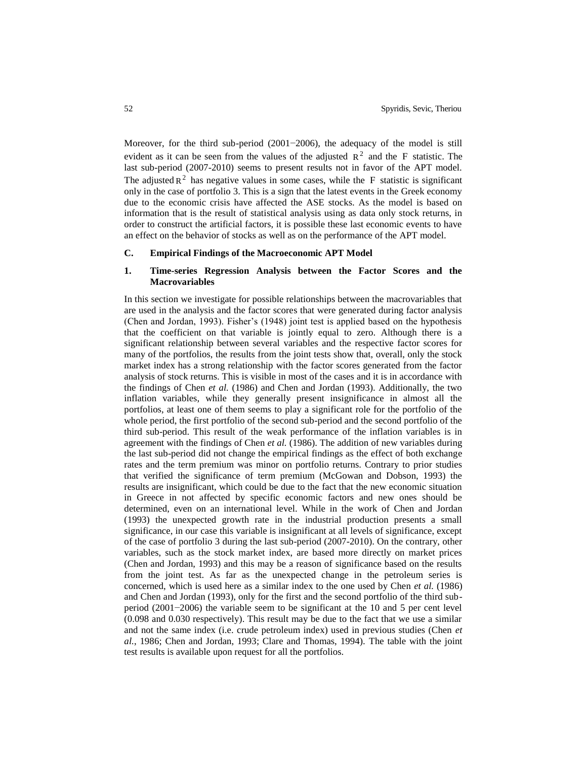Moreover, for the third sub-period (2001−2006), the adequacy of the model is still evident as it can be seen from the values of the adjusted $R^2$ and the F statistic. The last sub-period (2007-2010) seems to present results not in favor of the APT model. The adjusted $R^2$ has negative values in some cases, while the F statistic is significant only in the case of portfolio 3. This is a sign that the latest events in the Greek economy due to the economic crisis have affected the ASE stocks. As the model is based on information that is the result of statistical analysis using as data only stock returns, in order to construct the artificial factors, it is possible these last economic events to have an effect on the behavior of stocks as well as on the performance of the APT model.

### C. Empirical Findings of the Macroeconomic APT Model

#### 1. Time-series Regression Analysis between the Factor Scores and the Macrovariables

In this section we investigate for possible relationships between the macrovariables that are used in the analysis and the factor scores that were generated during factor analysis (Chen and Jordan, 1993). Fisher's (1948) joint test is applied based on the hypothesis that the coefficient on that variable is jointly equal to zero. Although there is a significant relationship between several variables and the respective factor scores for many of the portfolios, the results from the joint tests show that, overall, only the stock market index has a strong relationship with the factor scores generated from the factor analysis of stock returns. This is visible in most of the cases and it is in accordance with the findings of Chen *et al.* (1986) and Chen and Jordan (1993). Additionally, the two inflation variables, while they generally present insignificance in almost all the portfolios, at least one of them seems to play a significant role for the portfolio of the whole period, the first portfolio of the second sub-period and the second portfolio of the third sub-period. This result of the weak performance of the inflation variables is in agreement with the findings of Chen *et al.* (1986). The addition of new variables during the last sub-period did not change the empirical findings as the effect of both exchange rates and the term premium was minor on portfolio returns. Contrary to prior studies that verified the significance of term premium (McGowan and Dobson, 1993) the results are insignificant, which could be due to the fact that the new economic situation in Greece in not affected by specific economic factors and new ones should be determined, even on an international level. While in the work of Chen and Jordan (1993) the unexpected growth rate in the industrial production presents a small significance, in our case this variable is insignificant at all levels of significance, except of the case of portfolio 3 during the last sub-period (2007-2010). On the contrary, other variables, such as the stock market index, are based more directly on market prices (Chen and Jordan, 1993) and this may be a reason of significance based on the results from the joint test. As far as the unexpected change in the petroleum series is concerned, which is used here as a similar index to the one used by Chen *et al.* (1986) and Chen and Jordan (1993), only for the first and the second portfolio of the third sub-period (2001−2006) the variable seem to be significant at the 10 and 5 per cent level (0.098 and 0.030 respectively). This result may be due to the fact that we use a similar and not the same index (i.e. crude petroleum index) used in previous studies (Chen *et al.*, 1986; Chen and Jordan, 1993; Clare and Thomas, 1994). The table with the joint test results is available upon request for all the portfolios.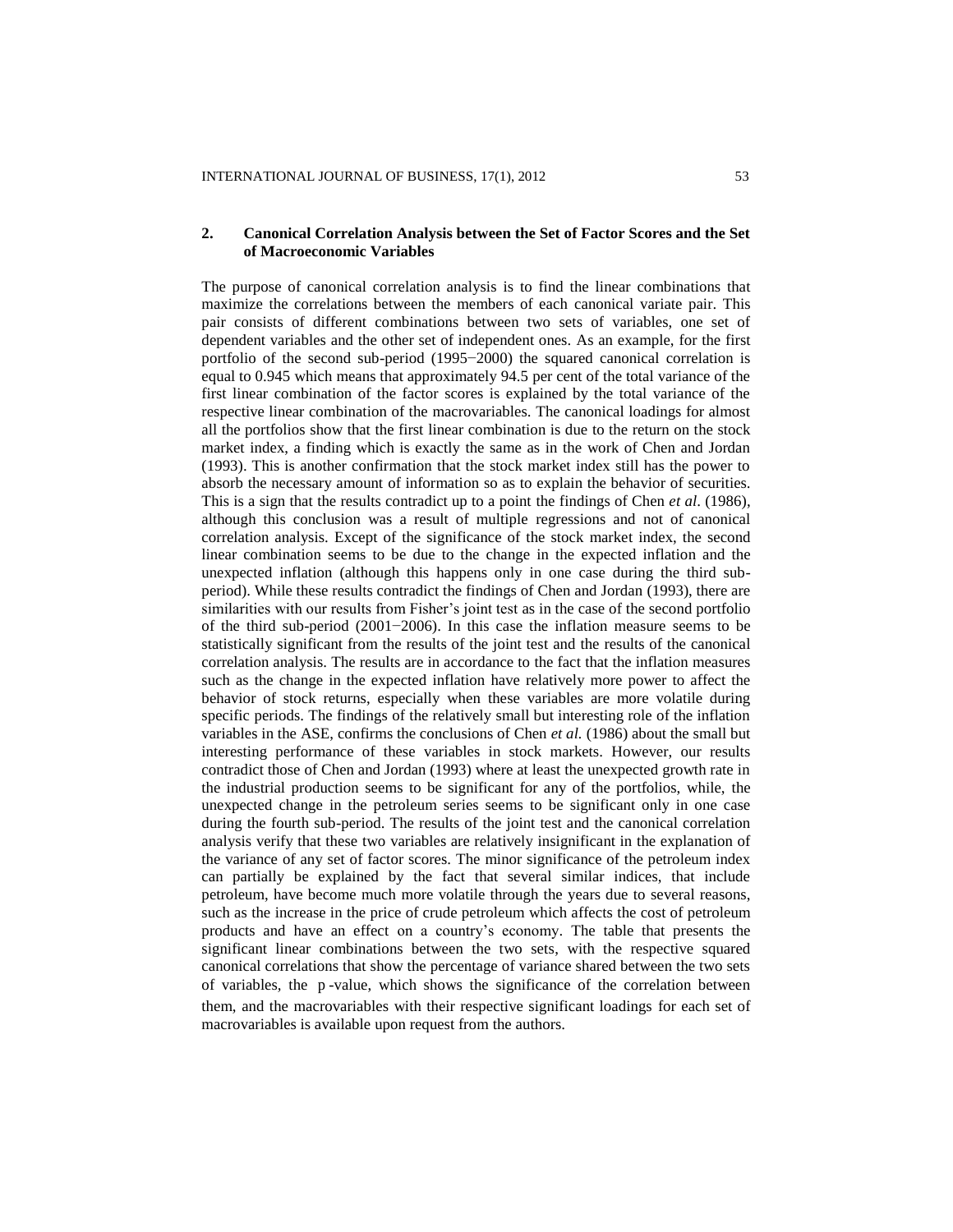## 2. Canonical Correlation Analysis between the Set of Factor Scores and the Set of Macroeconomic Variables

The purpose of canonical correlation analysis is to find the linear combinations that maximize the correlations between the members of each canonical variate pair. This pair consists of different combinations between two sets of variables, one set of dependent variables and the other set of independent ones. As an example, for the first portfolio of the second sub-period (1995−2000) the squared canonical correlation is equal to 0.945 which means that approximately 94.5 per cent of the total variance of the first linear combination of the factor scores is explained by the total variance of the respective linear combination of the macrovariables. The canonical loadings for almost all the portfolios show that the first linear combination is due to the return on the stock market index, a finding which is exactly the same as in the work of Chen and Jordan (1993). This is another confirmation that the stock market index still has the power to absorb the necessary amount of information so as to explain the behavior of securities. This is a sign that the results contradict up to a point the findings of Chen *et al*. (1986), although this conclusion was a result of multiple regressions and not of canonical correlation analysis. Except of the significance of the stock market index, the second linear combination seems to be due to the change in the expected inflation and the unexpected inflation (although this happens only in one case during the third sub-period). While these results contradict the findings of Chen and Jordan (1993), there are similarities with our results from Fisher's joint test as in the case of the second portfolio of the third sub-period (2001−2006). In this case the inflation measure seems to be statistically significant from the results of the joint test and the results of the canonical correlation analysis. The results are in accordance to the fact that the inflation measures such as the change in the expected inflation have relatively more power to affect the behavior of stock returns, especially when these variables are more volatile during specific periods. The findings of the relatively small but interesting role of the inflation variables in the ASE, confirms the conclusions of Chen *et al.* (1986) about the small but interesting performance of these variables in stock markets. However, our results contradict those of Chen and Jordan (1993) where at least the unexpected growth rate in the industrial production seems to be significant for any of the portfolios, while, the unexpected change in the petroleum series seems to be significant only in one case during the fourth sub-period. The results of the joint test and the canonical correlation analysis verify that these two variables are relatively insignificant in the explanation of the variance of any set of factor scores. The minor significance of the petroleum index can partially be explained by the fact that several similar indices, that include petroleum, have become much more volatile through the years due to several reasons, such as the increase in the price of crude petroleum which affects the cost of petroleum products and have an effect on a country's economy. The table that presents the significant linear combinations between the two sets, with the respective squared canonical correlations that show the percentage of variance shared between the two sets of variables, the p -value, which shows the significance of the correlation between them, and the macrovariables with their respective significant loadings for each set of macrovariables is available upon request from the authors.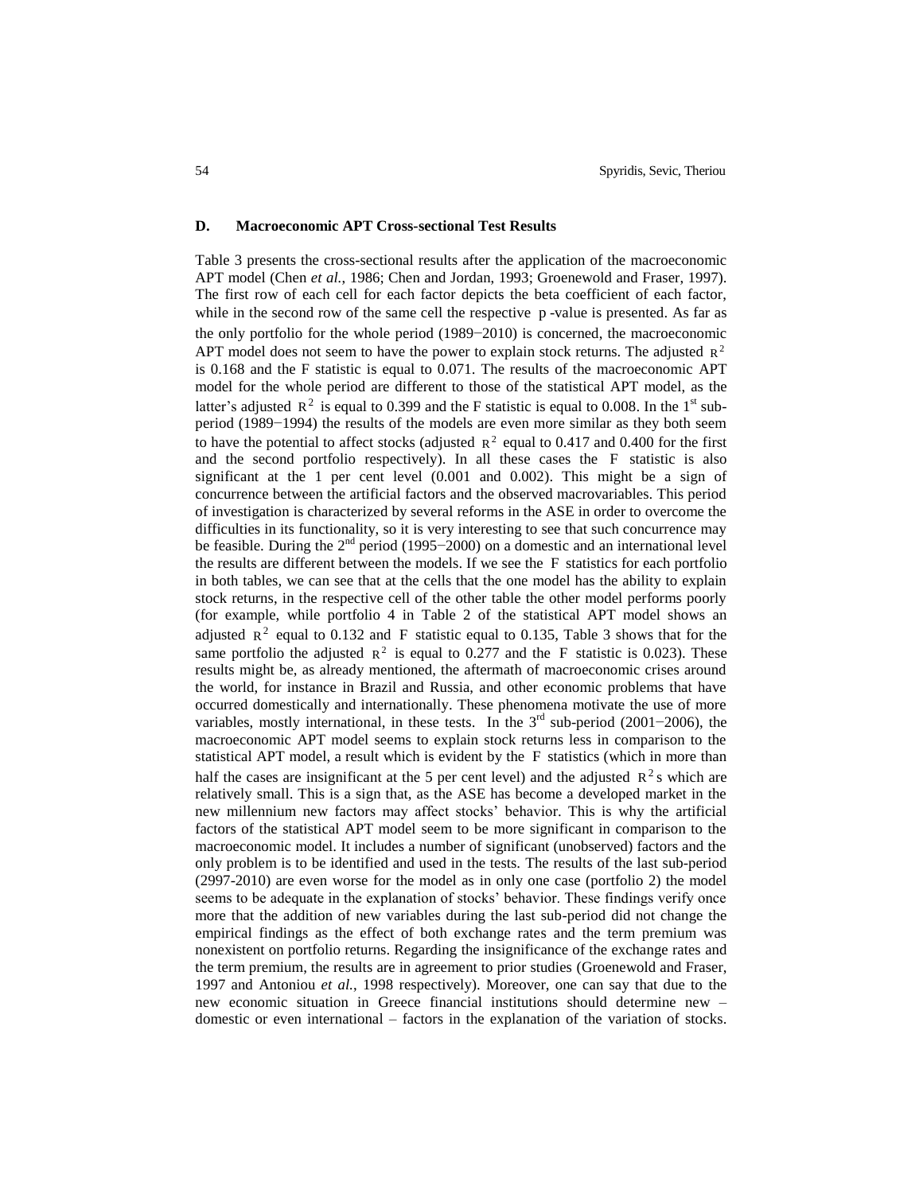### D. Macroeconomic APT Cross-sectional Test Results

Table 3 presents the cross-sectional results after the application of the macroeconomic APT model (Chen *et al.*, 1986; Chen and Jordan, 1993; Groenewold and Fraser, 1997). The first row of each cell for each factor depicts the beta coefficient of each factor, while in the second row of the same cell the respective p-value is presented. As far as the only portfolio for the whole period (1989−2010) is concerned, the macroeconomic APT model does not seem to have the power to explain stock returns. The adjusted $R^2$ is 0.168 and the F statistic is equal to 0.071. The results of the macroeconomic APT model for the whole period are different to those of the statistical APT model, as the latter's adjusted $R^2$ is equal to 0.399 and the F statistic is equal to 0.008. In the 1st sub-period (1989−1994) the results of the models are even more similar as they both seem to have the potential to affect stocks (adjusted $R^2$ equal to 0.417 and 0.400 for the first and the second portfolio respectively). In all these cases the F statistic is also significant at the 1 per cent level (0.001 and 0.002). This might be a sign of concurrence between the artificial factors and the observed macrovariables. This period of investigation is characterized by several reforms in the ASE in order to overcome the difficulties in its functionality, so it is very interesting to see that such concurrence may be feasible. During the 2nd period (1995−2000) on a domestic and an international level the results are different between the models. If we see the F statistics for each portfolio in both tables, we can see that at the cells that the one model has the ability to explain stock returns, in the respective cell of the other table the other model performs poorly (for example, while portfolio 4 in Table 2 of the statistical APT model shows an adjusted $R^2$ equal to 0.132 and F statistic equal to 0.135, Table 3 shows that for the same portfolio the adjusted $R^2$ is equal to 0.277 and the F statistic is 0.023). These results might be, as already mentioned, the aftermath of macroeconomic crises around the world, for instance in Brazil and Russia, and other economic problems that have occurred domestically and internationally. These phenomena motivate the use of more variables, mostly international, in these tests. In the 3rd sub-period (2001−2006), the macroeconomic APT model seems to explain stock returns less in comparison to the statistical APT model, a result which is evident by the F statistics (which in more than half the cases are insignificant at the 5 per cent level) and the adjusted $R^2$s which are relatively small. This is a sign that, as the ASE has become a developed market in the new millennium new factors may affect stocks' behavior. This is why the artificial factors of the statistical APT model seem to be more significant in comparison to the macroeconomic model. It includes a number of significant (unobserved) factors and the only problem is to be identified and used in the tests. The results of the last sub-period (2997-2010) are even worse for the model as in only one case (portfolio 2) the model seems to be adequate in the explanation of stocks' behavior. These findings verify once more that the addition of new variables during the last sub-period did not change the empirical findings as the effect of both exchange rates and the term premium was nonexistent on portfolio returns. Regarding the insignificance of the exchange rates and the term premium, the results are in agreement to prior studies (Groenewold and Fraser, 1997 and Antoniou *et al.*, 1998 respectively). Moreover, one can say that due to the new economic situation in Greece financial institutions should determine new – domestic or even international – factors in the explanation of the variation of stocks.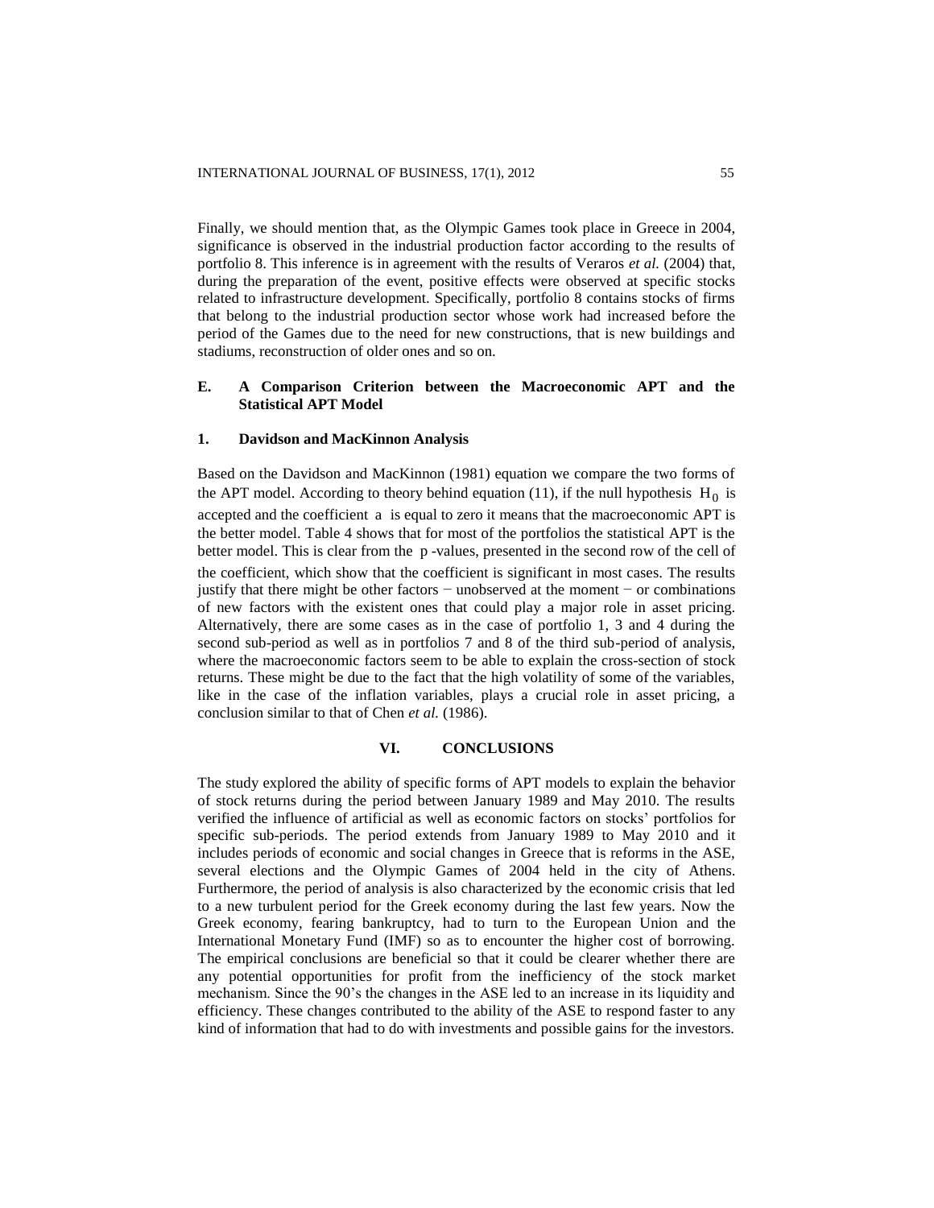Finally, we should mention that, as the Olympic Games took place in Greece in 2004, significance is observed in the industrial production factor according to the results of portfolio 8. This inference is in agreement with the results of Veraros *et al.* (2004) that, during the preparation of the event, positive effects were observed at specific stocks related to infrastructure development. Specifically, portfolio 8 contains stocks of firms that belong to the industrial production sector whose work had increased before the period of the Games due to the need for new constructions, that is new buildings and stadiums, reconstruction of older ones and so on.

### E. A Comparison Criterion between the Macroeconomic APT and the Statistical APT Model

#### 1. Davidson and MacKinnon Analysis

Based on the Davidson and MacKinnon (1981) equation we compare the two forms of the APT model. According to theory behind equation (11), if the null hypothesis $H_0$ is accepted and the coefficient $a$ is equal to zero it means that the macroeconomic APT is the better model. Table 4 shows that for most of the portfolios the statistical APT is the better model. This is clear from the $p$-values, presented in the second row of the cell of the coefficient, which show that the coefficient is significant in most cases. The results justify that there might be other factors − unobserved at the moment − or combinations of new factors with the existent ones that could play a major role in asset pricing. Alternatively, there are some cases as in the case of portfolio 1, 3 and 4 during the second sub-period as well as in portfolios 7 and 8 of the third sub-period of analysis, where the macroeconomic factors seem to be able to explain the cross-section of stock returns. These might be due to the fact that the high volatility of some of the variables, like in the case of the inflation variables, plays a crucial role in asset pricing, a conclusion similar to that of Chen *et al.* (1986).

## VI. CONCLUSIONS

The study explored the ability of specific forms of APT models to explain the behavior of stock returns during the period between January 1989 and May 2010. The results verified the influence of artificial as well as economic factors on stocks' portfolios for specific sub-periods. The period extends from January 1989 to May 2010 and it includes periods of economic and social changes in Greece that is reforms in the ASE, several elections and the Olympic Games of 2004 held in the city of Athens. Furthermore, the period of analysis is also characterized by the economic crisis that led to a new turbulent period for the Greek economy during the last few years. Now the Greek economy, fearing bankruptcy, had to turn to the European Union and the International Monetary Fund (IMF) so as to encounter the higher cost of borrowing. The empirical conclusions are beneficial so that it could be clearer whether there are any potential opportunities for profit from the inefficiency of the stock market mechanism. Since the 90's the changes in the ASE led to an increase in its liquidity and efficiency. These changes contributed to the ability of the ASE to respond faster to any kind of information that had to do with investments and possible gains for the investors.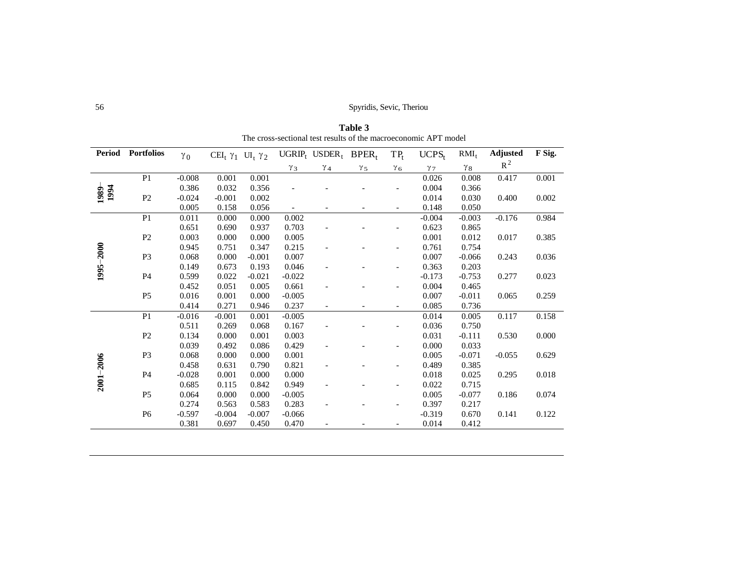**Table 3**

The cross-sectional test results of the macroeconomic APT model

| Period | Portfolios | $\gamma_0$ | $CEI_t$ $\gamma_1$ | $UI_t$ $\gamma_2$ | $UGRIP_t$ $\gamma_3$ | $USDER_t$ $\gamma_4$ | $BPER_t$ $\gamma_5$ | $TP_t$ $\gamma_6$ | $UCPS_t$ $\gamma_7$ | $RMI_t$ $\gamma_8$ | Adjusted $R^2$ | F Sig. |
|---|---|---|---|---|---|---|---|---|---|---|---|---|
| 1989–1994 | P1 | -0.008 | 0.001 | 0.001 | | | | | 0.026 | 0.008 | 0.417 | 0.001 |
| | | 0.386 | 0.032 | 0.356 | - | - | - | - | 0.004 | 0.366 | | |
| | P2 | -0.024 | -0.001 | 0.002 | | | | | 0.014 | 0.030 | 0.400 | 0.002 |
| | | 0.005 | 0.158 | 0.056 | - | - | - | - | 0.148 | 0.050 | | |
| 1995–2000 | P1 | 0.011 | 0.000 | 0.000 | 0.002 | | | | -0.004 | -0.003 | -0.176 | 0.984 |
| | | 0.651 | 0.690 | 0.937 | 0.703 | - | - | - | 0.623 | 0.865 | | |
| | P2 | 0.003 | 0.000 | 0.000 | 0.005 | | | | 0.001 | 0.012 | 0.017 | 0.385 |
| | | 0.945 | 0.751 | 0.347 | 0.215 | - | - | - | 0.761 | 0.754 | | |
| | P3 | 0.068 | 0.000 | -0.001 | 0.007 | | | | 0.007 | -0.066 | 0.243 | 0.036 |
| | | 0.149 | 0.673 | 0.193 | 0.046 | - | - | - | 0.363 | 0.203 | | |
| | P4 | 0.599 | 0.022 | -0.021 | -0.022 | | | | -0.173 | -0.753 | 0.277 | 0.023 |
| | | 0.452 | 0.051 | 0.005 | 0.661 | - | - | - | 0.004 | 0.465 | | |
| | P5 | 0.016 | 0.001 | 0.000 | -0.005 | | | | 0.007 | -0.011 | 0.065 | 0.259 |
| | | 0.414 | 0.271 | 0.946 | 0.237 | - | - | - | 0.085 | 0.736 | | |
| 2001–2006 | P1 | -0.016 | -0.001 | 0.001 | -0.005 | | | | 0.014 | 0.005 | 0.117 | 0.158 |
| | | 0.511 | 0.269 | 0.068 | 0.167 | - | - | - | 0.036 | 0.750 | | |
| | P2 | 0.134 | 0.000 | 0.001 | 0.003 | | | | 0.031 | -0.111 | 0.530 | 0.000 |
| | | 0.039 | 0.492 | 0.086 | 0.429 | - | - | - | 0.000 | 0.033 | | |
| | P3 | 0.068 | 0.000 | 0.000 | 0.001 | | | | 0.005 | -0.071 | -0.055 | 0.629 |
| | | 0.458 | 0.631 | 0.790 | 0.821 | - | - | - | 0.489 | 0.385 | | |
| | P4 | -0.028 | 0.001 | 0.000 | 0.000 | | | | 0.018 | 0.025 | 0.295 | 0.018 |
| | | 0.685 | 0.115 | 0.842 | 0.949 | - | - | - | 0.022 | 0.715 | | |
| | P5 | 0.064 | 0.000 | 0.000 | -0.005 | | | | 0.005 | -0.077 | 0.186 | 0.074 |
| | | 0.274 | 0.563 | 0.583 | 0.283 | - | - | - | 0.397 | 0.217 | | |
| | P6 | -0.597 | -0.004 | -0.007 | -0.066 | | | | -0.319 | 0.670 | 0.141 | 0.122 |
| | | 0.381 | 0.697 | 0.450 | 0.470 | - | - | - | 0.014 | 0.412 | | |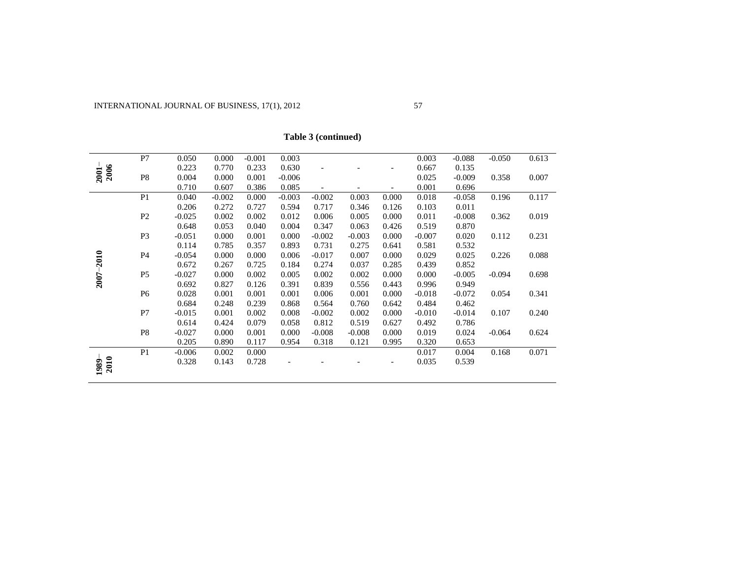**Table 3 (continued)**

| | | | | | | | | | | | | |
|---|---|---|---|---|---|---|---|---|---|---|---|---|
| 2001–2006 | P7 | 0.050 | 0.000 | -0.001 | 0.003 | | | | 0.003 | -0.088 | -0.050 | 0.613 |
| | | 0.223 | 0.770 | 0.233 | 0.630 | - | - | - | 0.667 | 0.135 | | |
| | P8 | 0.004 | 0.000 | 0.001 | -0.006 | | | | 0.025 | -0.009 | 0.358 | 0.007 |
| | | 0.710 | 0.607 | 0.386 | 0.085 | - | - | - | 0.001 | 0.696 | | |
| 2007–2010 | P1 | 0.040 | -0.002 | 0.000 | -0.003 | -0.002 | 0.003 | 0.000 | 0.018 | -0.058 | 0.196 | 0.117 |
| | | 0.206 | 0.272 | 0.727 | 0.594 | 0.717 | 0.346 | 0.126 | 0.103 | 0.011 | | |
| | P2 | -0.025 | 0.002 | 0.002 | 0.012 | 0.006 | 0.005 | 0.000 | 0.011 | -0.008 | 0.362 | 0.019 |
| | | 0.648 | 0.053 | 0.040 | 0.004 | 0.347 | 0.063 | 0.426 | 0.519 | 0.870 | | |
| | P3 | -0.051 | 0.000 | 0.001 | 0.000 | -0.002 | -0.003 | 0.000 | -0.007 | 0.020 | 0.112 | 0.231 |
| | | 0.114 | 0.785 | 0.357 | 0.893 | 0.731 | 0.275 | 0.641 | 0.581 | 0.532 | | |
| | P4 | -0.054 | 0.000 | 0.000 | 0.006 | -0.017 | 0.007 | 0.000 | 0.029 | 0.025 | 0.226 | 0.088 |
| | | 0.672 | 0.267 | 0.725 | 0.184 | 0.274 | 0.037 | 0.285 | 0.439 | 0.852 | | |
| | P5 | -0.027 | 0.000 | 0.002 | 0.005 | 0.002 | 0.002 | 0.000 | 0.000 | -0.005 | -0.094 | 0.698 |
| | | 0.692 | 0.827 | 0.126 | 0.391 | 0.839 | 0.556 | 0.443 | 0.996 | 0.949 | | |
| | P6 | 0.028 | 0.001 | 0.001 | 0.001 | 0.006 | 0.001 | 0.000 | -0.018 | -0.072 | 0.054 | 0.341 |
| | | 0.684 | 0.248 | 0.239 | 0.868 | 0.564 | 0.760 | 0.642 | 0.484 | 0.462 | | |
| | P7 | -0.015 | 0.001 | 0.002 | 0.008 | -0.002 | 0.002 | 0.000 | -0.010 | -0.014 | 0.107 | 0.240 |
| | | 0.614 | 0.424 | 0.079 | 0.058 | 0.812 | 0.519 | 0.627 | 0.492 | 0.786 | | |
| | P8 | -0.027 | 0.000 | 0.001 | 0.000 | -0.008 | -0.008 | 0.000 | 0.019 | 0.024 | -0.064 | 0.624 |
| | | 0.205 | 0.890 | 0.117 | 0.954 | 0.318 | 0.121 | 0.995 | 0.320 | 0.653 | | |
| 1989–2010 | P1 | -0.006 | 0.002 | 0.000 | | | | | 0.017 | 0.004 | 0.168 | 0.071 |
| | | 0.328 | 0.143 | 0.728 | - | - | - | - | 0.035 | 0.539 | | |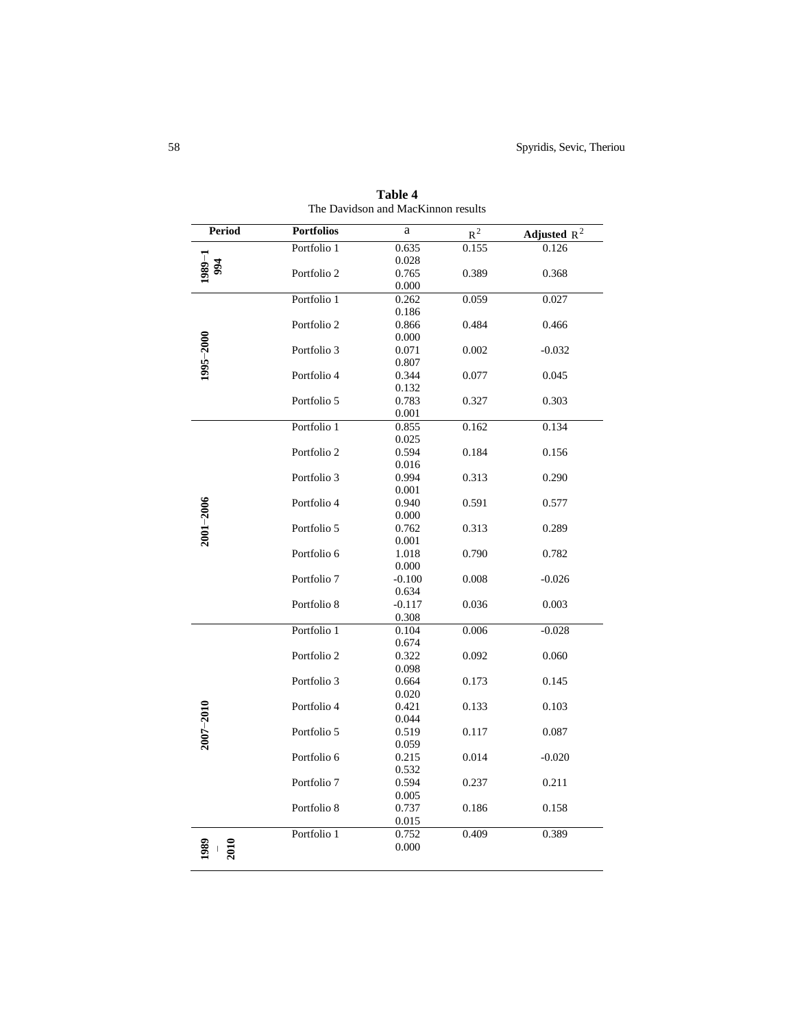**Table 4**

The Davidson and MacKinnon results

| Period | Portfolios | a | $R^2$ | Adjusted $R^2$ |
|---|---|---|---|---|
| 1989–1994 | Portfolio 1 | 0.635<br>0.028 | 0.155 | 0.126 |
| | Portfolio 2 | 0.765<br>0.000 | 0.389 | 0.368 |
| 1995–2000 | Portfolio 1 | 0.262<br>0.186 | 0.059 | 0.027 |
| | Portfolio 2 | 0.866<br>0.000 | 0.484 | 0.466 |
| | Portfolio 3 | 0.071<br>0.807 | 0.002 | -0.032 |
| | Portfolio 4 | 0.344<br>0.132 | 0.077 | 0.045 |
| | Portfolio 5 | 0.783<br>0.001 | 0.327 | 0.303 |
| 2001–2006 | Portfolio 1 | 0.855<br>0.025 | 0.162 | 0.134 |
| | Portfolio 2 | 0.594<br>0.016 | 0.184 | 0.156 |
| | Portfolio 3 | 0.994<br>0.001 | 0.313 | 0.290 |
| | Portfolio 4 | 0.940<br>0.000 | 0.591 | 0.577 |
| | Portfolio 5 | 0.762<br>0.001 | 0.313 | 0.289 |
| | Portfolio 6 | 1.018<br>0.000 | 0.790 | 0.782 |
| | Portfolio 7 | -0.100<br>0.634 | 0.008 | -0.026 |
| | Portfolio 8 | -0.117<br>0.308 | 0.036 | 0.003 |
| 2007–2010 | Portfolio 1 | 0.104<br>0.674 | 0.006 | -0.028 |
| | Portfolio 2 | 0.322<br>0.098 | 0.092 | 0.060 |
| | Portfolio 3 | 0.664<br>0.020 | 0.173 | 0.145 |
| | Portfolio 4 | 0.421<br>0.044 | 0.133 | 0.103 |
| | Portfolio 5 | 0.519<br>0.059 | 0.117 | 0.087 |
| | Portfolio 6 | 0.215<br>0.532 | 0.014 | -0.020 |
| | Portfolio 7 | 0.594<br>0.005 | 0.237 | 0.211 |
| | Portfolio 8 | 0.737<br>0.015 | 0.186 | 0.158 |
| 1989–2010 | Portfolio 1 | 0.752<br>0.000 | 0.409 | 0.389 |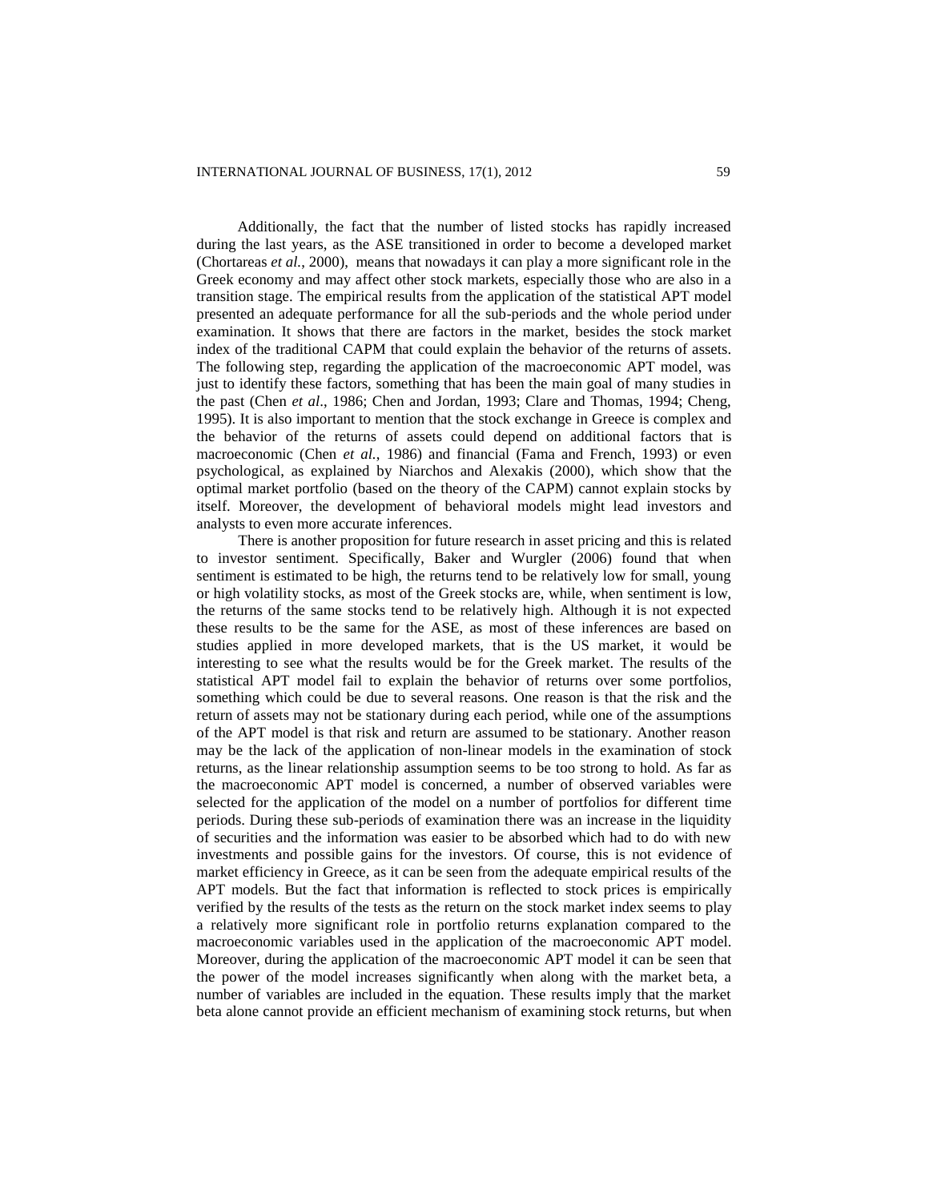Additionally, the fact that the number of listed stocks has rapidly increased during the last years, as the ASE transitioned in order to become a developed market (Chortareas *et al.*, 2000), means that nowadays it can play a more significant role in the Greek economy and may affect other stock markets, especially those who are also in a transition stage. The empirical results from the application of the statistical APT model presented an adequate performance for all the sub-periods and the whole period under examination. It shows that there are factors in the market, besides the stock market index of the traditional CAPM that could explain the behavior of the returns of assets. The following step, regarding the application of the macroeconomic APT model, was just to identify these factors, something that has been the main goal of many studies in the past (Chen *et al*., 1986; Chen and Jordan, 1993; Clare and Thomas, 1994; Cheng, 1995). It is also important to mention that the stock exchange in Greece is complex and the behavior of the returns of assets could depend on additional factors that is macroeconomic (Chen *et al.*, 1986) and financial (Fama and French, 1993) or even psychological, as explained by Niarchos and Alexakis (2000), which show that the optimal market portfolio (based on the theory of the CAPM) cannot explain stocks by itself. Moreover, the development of behavioral models might lead investors and analysts to even more accurate inferences.

There is another proposition for future research in asset pricing and this is related to investor sentiment. Specifically, Baker and Wurgler (2006) found that when sentiment is estimated to be high, the returns tend to be relatively low for small, young or high volatility stocks, as most of the Greek stocks are, while, when sentiment is low, the returns of the same stocks tend to be relatively high. Although it is not expected these results to be the same for the ASE, as most of these inferences are based on studies applied in more developed markets, that is the US market, it would be interesting to see what the results would be for the Greek market. The results of the statistical APT model fail to explain the behavior of returns over some portfolios, something which could be due to several reasons. One reason is that the risk and the return of assets may not be stationary during each period, while one of the assumptions of the APT model is that risk and return are assumed to be stationary. Another reason may be the lack of the application of non-linear models in the examination of stock returns, as the linear relationship assumption seems to be too strong to hold. As far as the macroeconomic APT model is concerned, a number of observed variables were selected for the application of the model on a number of portfolios for different time periods. During these sub-periods of examination there was an increase in the liquidity of securities and the information was easier to be absorbed which had to do with new investments and possible gains for the investors. Of course, this is not evidence of market efficiency in Greece, as it can be seen from the adequate empirical results of the APT models. But the fact that information is reflected to stock prices is empirically verified by the results of the tests as the return on the stock market index seems to play a relatively more significant role in portfolio returns explanation compared to the macroeconomic variables used in the application of the macroeconomic APT model. Moreover, during the application of the macroeconomic APT model it can be seen that the power of the model increases significantly when along with the market beta, a number of variables are included in the equation. These results imply that the market beta alone cannot provide an efficient mechanism of examining stock returns, but when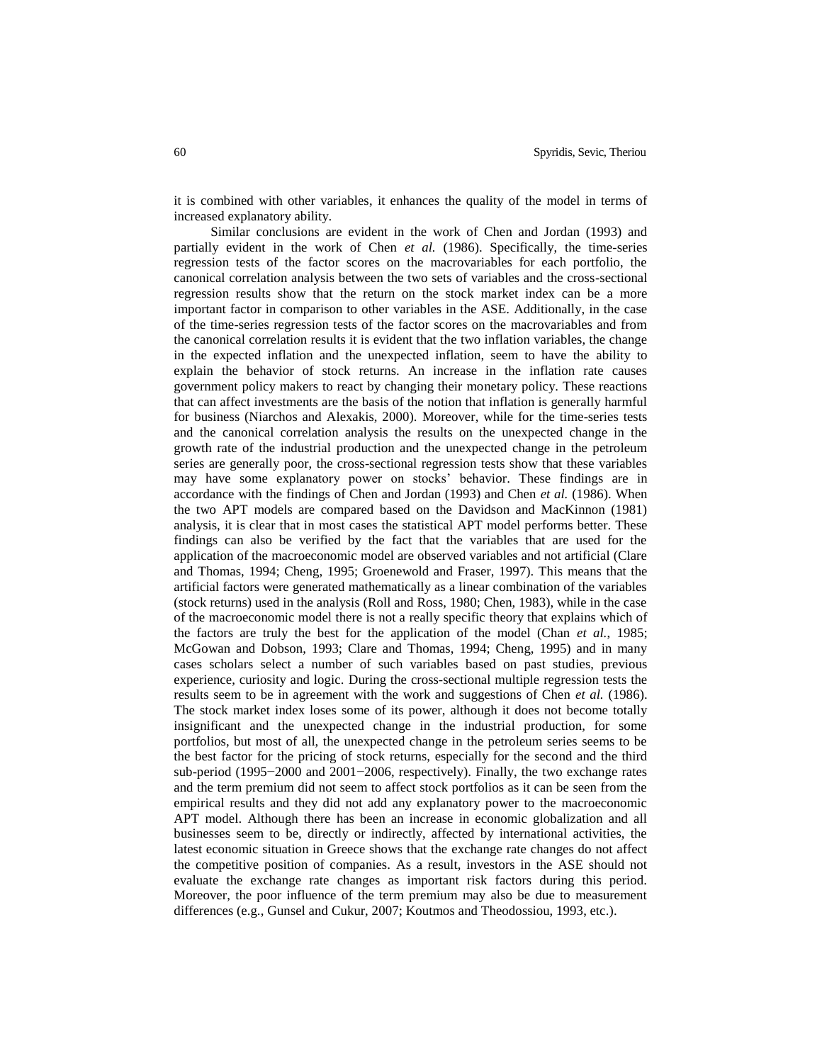it is combined with other variables, it enhances the quality of the model in terms of increased explanatory ability.

Similar conclusions are evident in the work of Chen and Jordan (1993) and partially evident in the work of Chen *et al.* (1986). Specifically, the time-series regression tests of the factor scores on the macrovariables for each portfolio, the canonical correlation analysis between the two sets of variables and the cross-sectional regression results show that the return on the stock market index can be a more important factor in comparison to other variables in the ASE. Additionally, in the case of the time-series regression tests of the factor scores on the macrovariables and from the canonical correlation results it is evident that the two inflation variables, the change in the expected inflation and the unexpected inflation, seem to have the ability to explain the behavior of stock returns. An increase in the inflation rate causes government policy makers to react by changing their monetary policy. These reactions that can affect investments are the basis of the notion that inflation is generally harmful for business (Niarchos and Alexakis, 2000). Moreover, while for the time-series tests and the canonical correlation analysis the results on the unexpected change in the growth rate of the industrial production and the unexpected change in the petroleum series are generally poor, the cross-sectional regression tests show that these variables may have some explanatory power on stocks' behavior. These findings are in accordance with the findings of Chen and Jordan (1993) and Chen *et al.* (1986). When the two APT models are compared based on the Davidson and MacKinnon (1981) analysis, it is clear that in most cases the statistical APT model performs better. These findings can also be verified by the fact that the variables that are used for the application of the macroeconomic model are observed variables and not artificial (Clare and Thomas, 1994; Cheng, 1995; Groenewold and Fraser, 1997). This means that the artificial factors were generated mathematically as a linear combination of the variables (stock returns) used in the analysis (Roll and Ross, 1980; Chen, 1983), while in the case of the macroeconomic model there is not a really specific theory that explains which of the factors are truly the best for the application of the model (Chan *et al.*, 1985; McGowan and Dobson, 1993; Clare and Thomas, 1994; Cheng, 1995) and in many cases scholars select a number of such variables based on past studies, previous experience, curiosity and logic. During the cross-sectional multiple regression tests the results seem to be in agreement with the work and suggestions of Chen *et al.* (1986). The stock market index loses some of its power, although it does not become totally insignificant and the unexpected change in the industrial production, for some portfolios, but most of all, the unexpected change in the petroleum series seems to be the best factor for the pricing of stock returns, especially for the second and the third sub-period (1995−2000 and 2001−2006, respectively). Finally, the two exchange rates and the term premium did not seem to affect stock portfolios as it can be seen from the empirical results and they did not add any explanatory power to the macroeconomic APT model. Although there has been an increase in economic globalization and all businesses seem to be, directly or indirectly, affected by international activities, the latest economic situation in Greece shows that the exchange rate changes do not affect the competitive position of companies. As a result, investors in the ASE should not evaluate the exchange rate changes as important risk factors during this period. Moreover, the poor influence of the term premium may also be due to measurement differences (e.g., Gunsel and Cukur, 2007; Koutmos and Theodossiou, 1993, etc.).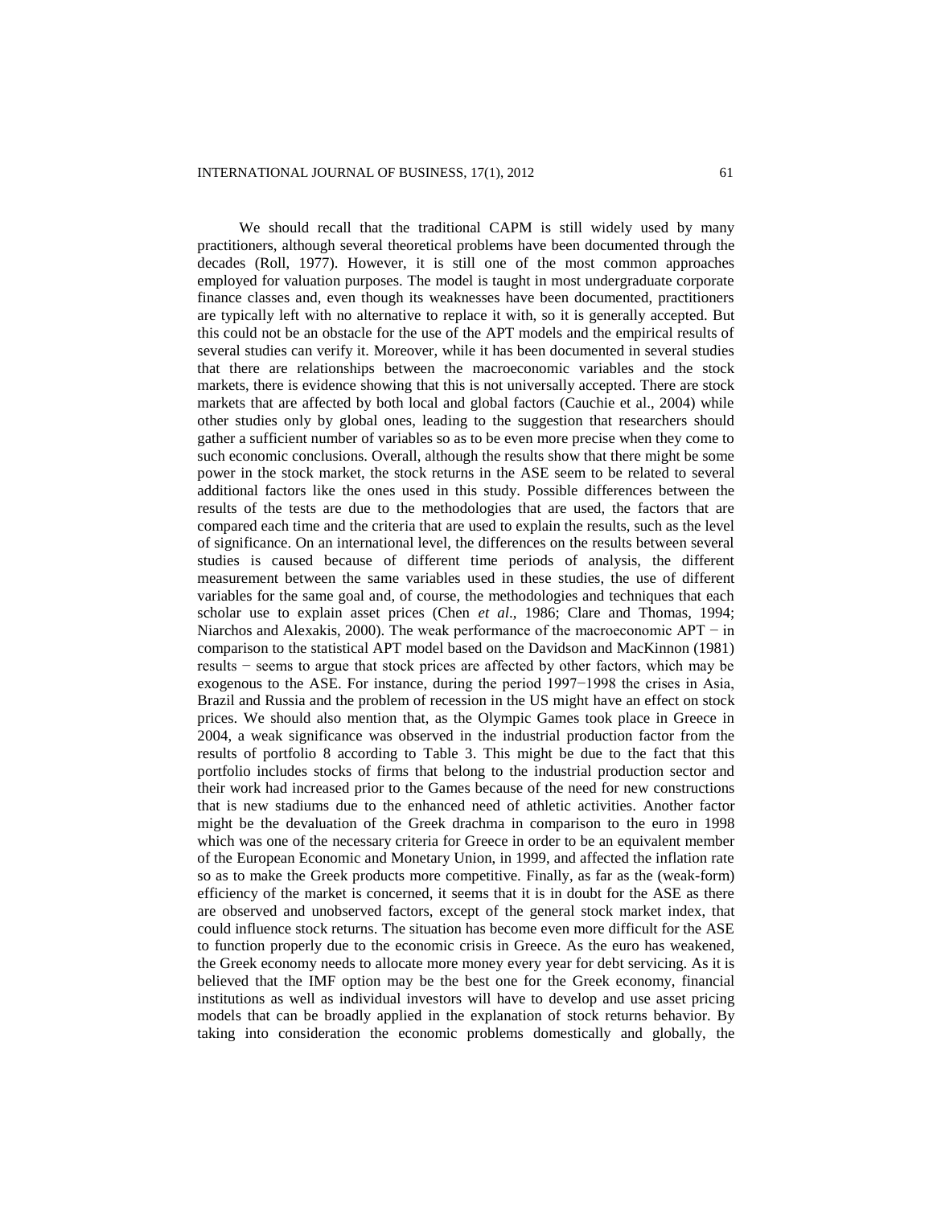We should recall that the traditional CAPM is still widely used by many practitioners, although several theoretical problems have been documented through the decades (Roll, 1977). However, it is still one of the most common approaches employed for valuation purposes. The model is taught in most undergraduate corporate finance classes and, even though its weaknesses have been documented, practitioners are typically left with no alternative to replace it with, so it is generally accepted. But this could not be an obstacle for the use of the APT models and the empirical results of several studies can verify it. Moreover, while it has been documented in several studies that there are relationships between the macroeconomic variables and the stock markets, there is evidence showing that this is not universally accepted. There are stock markets that are affected by both local and global factors (Cauchie et al., 2004) while other studies only by global ones, leading to the suggestion that researchers should gather a sufficient number of variables so as to be even more precise when they come to such economic conclusions. Overall, although the results show that there might be some power in the stock market, the stock returns in the ASE seem to be related to several additional factors like the ones used in this study. Possible differences between the results of the tests are due to the methodologies that are used, the factors that are compared each time and the criteria that are used to explain the results, such as the level of significance. On an international level, the differences on the results between several studies is caused because of different time periods of analysis, the different measurement between the same variables used in these studies, the use of different variables for the same goal and, of course, the methodologies and techniques that each scholar use to explain asset prices (Chen *et al*., 1986; Clare and Thomas, 1994; Niarchos and Alexakis, 2000). The weak performance of the macroeconomic APT − in comparison to the statistical APT model based on the Davidson and MacKinnon (1981) results − seems to argue that stock prices are affected by other factors, which may be exogenous to the ASE. For instance, during the period 1997−1998 the crises in Asia, Brazil and Russia and the problem of recession in the US might have an effect on stock prices. We should also mention that, as the Olympic Games took place in Greece in 2004, a weak significance was observed in the industrial production factor from the results of portfolio 8 according to Table 3. This might be due to the fact that this portfolio includes stocks of firms that belong to the industrial production sector and their work had increased prior to the Games because of the need for new constructions that is new stadiums due to the enhanced need of athletic activities. Another factor might be the devaluation of the Greek drachma in comparison to the euro in 1998 which was one of the necessary criteria for Greece in order to be an equivalent member of the European Economic and Monetary Union, in 1999, and affected the inflation rate so as to make the Greek products more competitive. Finally, as far as the (weak-form) efficiency of the market is concerned, it seems that it is in doubt for the ASE as there are observed and unobserved factors, except of the general stock market index, that could influence stock returns. The situation has become even more difficult for the ASE to function properly due to the economic crisis in Greece. As the euro has weakened, the Greek economy needs to allocate more money every year for debt servicing. As it is believed that the IMF option may be the best one for the Greek economy, financial institutions as well as individual investors will have to develop and use asset pricing models that can be broadly applied in the explanation of stock returns behavior. By taking into consideration the economic problems domestically and globally, the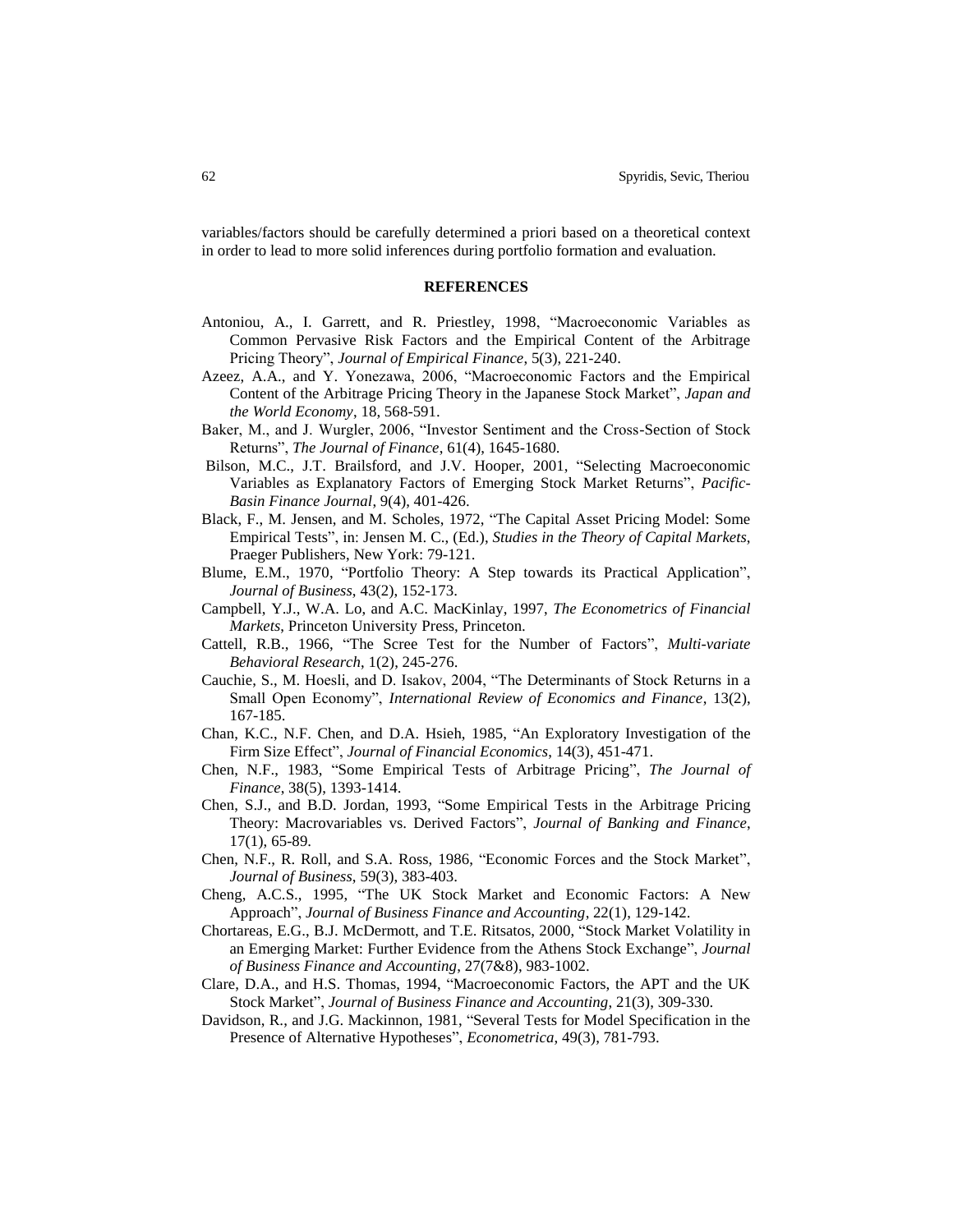variables/factors should be carefully determined a priori based on a theoretical context in order to lead to more solid inferences during portfolio formation and evaluation.

## REFERENCES

Antoniou, A., I. Garrett, and R. Priestley, 1998, "Macroeconomic Variables as Common Pervasive Risk Factors and the Empirical Content of the Arbitrage Pricing Theory", *Journal of Empirical Finance*, 5(3), 221-240.

Azeez, A.A., and Y. Yonezawa, 2006, "Macroeconomic Factors and the Empirical Content of the Arbitrage Pricing Theory in the Japanese Stock Market", *Japan and the World Economy*, 18, 568-591.

Baker, M., and J. Wurgler, 2006, "Investor Sentiment and the Cross-Section of Stock Returns", *The Journal of Finance*, 61(4), 1645-1680.

Bilson, M.C., J.T. Brailsford, and J.V. Hooper, 2001, "Selecting Macroeconomic Variables as Explanatory Factors of Emerging Stock Market Returns", *Pacific-Basin Finance Journal*, 9(4), 401-426.

Black, F., M. Jensen, and M. Scholes, 1972, "The Capital Asset Pricing Model: Some Empirical Tests", in: Jensen M. C., (Ed.), *Studies in the Theory of Capital Markets*, Praeger Publishers, New York: 79-121.

Blume, E.M., 1970, "Portfolio Theory: A Step towards its Practical Application", *Journal of Business*, 43(2), 152-173.

Campbell, Y.J., W.A. Lo, and A.C. MacKinlay, 1997, *The Econometrics of Financial Markets*, Princeton University Press, Princeton.

Cattell, R.B., 1966, "The Scree Test for the Number of Factors", *Multi-variate Behavioral Research*, 1(2), 245-276.

Cauchie, S., M. Hoesli, and D. Isakov, 2004, "The Determinants of Stock Returns in a Small Open Economy", *International Review of Economics and Finance*, 13(2), 167-185.

Chan, K.C., N.F. Chen, and D.A. Hsieh, 1985, "An Exploratory Investigation of the Firm Size Effect", *Journal of Financial Economics*, 14(3), 451-471.

Chen, N.F., 1983, "Some Empirical Tests of Arbitrage Pricing", *The Journal of Finance*, 38(5), 1393-1414.

Chen, S.J., and B.D. Jordan, 1993, "Some Empirical Tests in the Arbitrage Pricing Theory: Macrovariables vs. Derived Factors", *Journal of Banking and Finance*, 17(1), 65-89.

Chen, N.F., R. Roll, and S.A. Ross, 1986, "Economic Forces and the Stock Market", *Journal of Business*, 59(3), 383-403.

Cheng, A.C.S., 1995, "The UK Stock Market and Economic Factors: A New Approach", *Journal of Business Finance and Accounting*, 22(1), 129-142.

Chortareas, E.G., B.J. McDermott, and T.E. Ritsatos, 2000, "Stock Market Volatility in an Emerging Market: Further Evidence from the Athens Stock Exchange", *Journal of Business Finance and Accounting*, 27(7&8), 983-1002.

Clare, D.A., and H.S. Thomas, 1994, "Macroeconomic Factors, the APT and the UK Stock Market", *Journal of Business Finance and Accounting*, 21(3), 309-330.

Davidson, R., and J.G. Mackinnon, 1981, "Several Tests for Model Specification in the Presence of Alternative Hypotheses", *Econometrica*, 49(3), 781-793.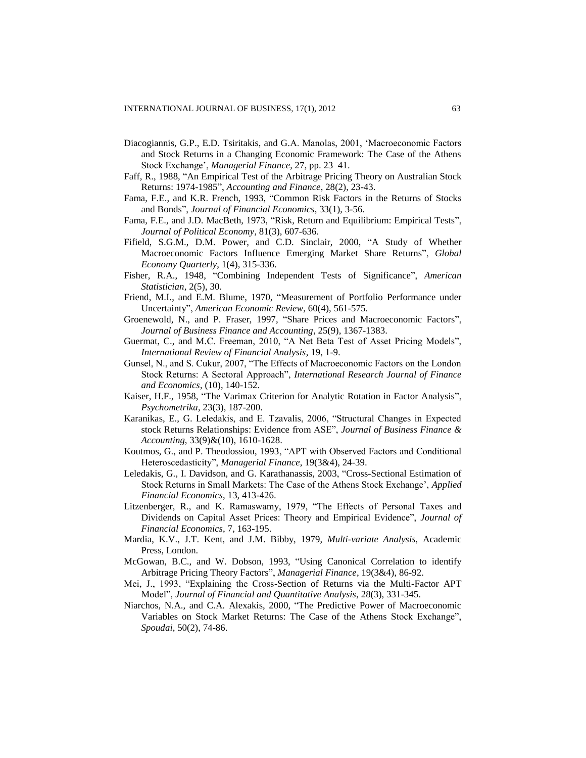Diacogiannis, G.P., E.D. Tsiritakis, and G.A. Manolas, 2001, 'Macroeconomic Factors and Stock Returns in a Changing Economic Framework: The Case of the Athens Stock Exchange', *Managerial Finance*, 27, pp. 23–41.

Faff, R., 1988, "An Empirical Test of the Arbitrage Pricing Theory on Australian Stock Returns: 1974-1985", *Accounting and Finance*, 28(2), 23-43.

Fama, F.E., and K.R. French, 1993, "Common Risk Factors in the Returns of Stocks and Bonds", *Journal of Financial Economics*, 33(1), 3-56.

Fama, F.E., and J.D. MacBeth, 1973, "Risk, Return and Equilibrium: Empirical Tests", *Journal of Political Economy*, 81(3), 607-636.

Fifield, S.G.M., D.M. Power, and C.D. Sinclair, 2000, "A Study of Whether Macroeconomic Factors Influence Emerging Market Share Returns", *Global Economy Quarterly*, 1(4), 315-336.

Fisher, R.A., 1948, "Combining Independent Tests of Significance", *American Statistician*, 2(5), 30.

Friend, M.I., and E.M. Blume, 1970, "Measurement of Portfolio Performance under Uncertainty", *American Economic Review*, 60(4), 561-575.

Groenewold, N., and P. Fraser, 1997, "Share Prices and Macroeconomic Factors", *Journal of Business Finance and Accounting*, 25(9), 1367-1383.

Guermat, C., and M.C. Freeman, 2010, "A Net Beta Test of Asset Pricing Models", *International Review of Financial Analysis*, 19, 1-9.

Gunsel, N., and S. Cukur, 2007, "The Effects of Macroeconomic Factors on the London Stock Returns: A Sectoral Approach", *International Research Journal of Finance and Economics*, (10), 140-152.

Kaiser, H.F., 1958, "The Varimax Criterion for Analytic Rotation in Factor Analysis", *Psychometrika*, 23(3), 187-200.

Karanikas, E., G. Leledakis, and E. Tzavalis, 2006, "Structural Changes in Expected stock Returns Relationships: Evidence from ASE", *Journal of Business Finance & Accounting*, 33(9)&(10), 1610-1628.

Koutmos, G., and P. Theodossiou, 1993, "APT with Observed Factors and Conditional Heteroscedasticity", *Managerial Finance*, 19(3&4), 24-39.

Leledakis, G., I. Davidson, and G. Karathanassis, 2003, "Cross-Sectional Estimation of Stock Returns in Small Markets: The Case of the Athens Stock Exchange', *Applied Financial Economics*, 13, 413-426.

Litzenberger, R., and K. Ramaswamy, 1979, "The Effects of Personal Taxes and Dividends on Capital Asset Prices: Theory and Empirical Evidence", *Journal of Financial Economics*, 7, 163-195.

Mardia, K.V., J.T. Kent, and J.M. Bibby, 1979, *Multi-variate Analysis*, Academic Press, London.

McGowan, B.C., and W. Dobson, 1993, "Using Canonical Correlation to identify Arbitrage Pricing Theory Factors", *Managerial Finance*, 19(3&4), 86-92.

Mei, J., 1993, "Explaining the Cross-Section of Returns via the Multi-Factor APT Model", *Journal of Financial and Quantitative Analysis*, 28(3), 331-345.

Niarchos, N.A., and C.A. Alexakis, 2000, "The Predictive Power of Macroeconomic Variables on Stock Market Returns: The Case of the Athens Stock Exchange", *Spoudai*, 50(2), 74-86.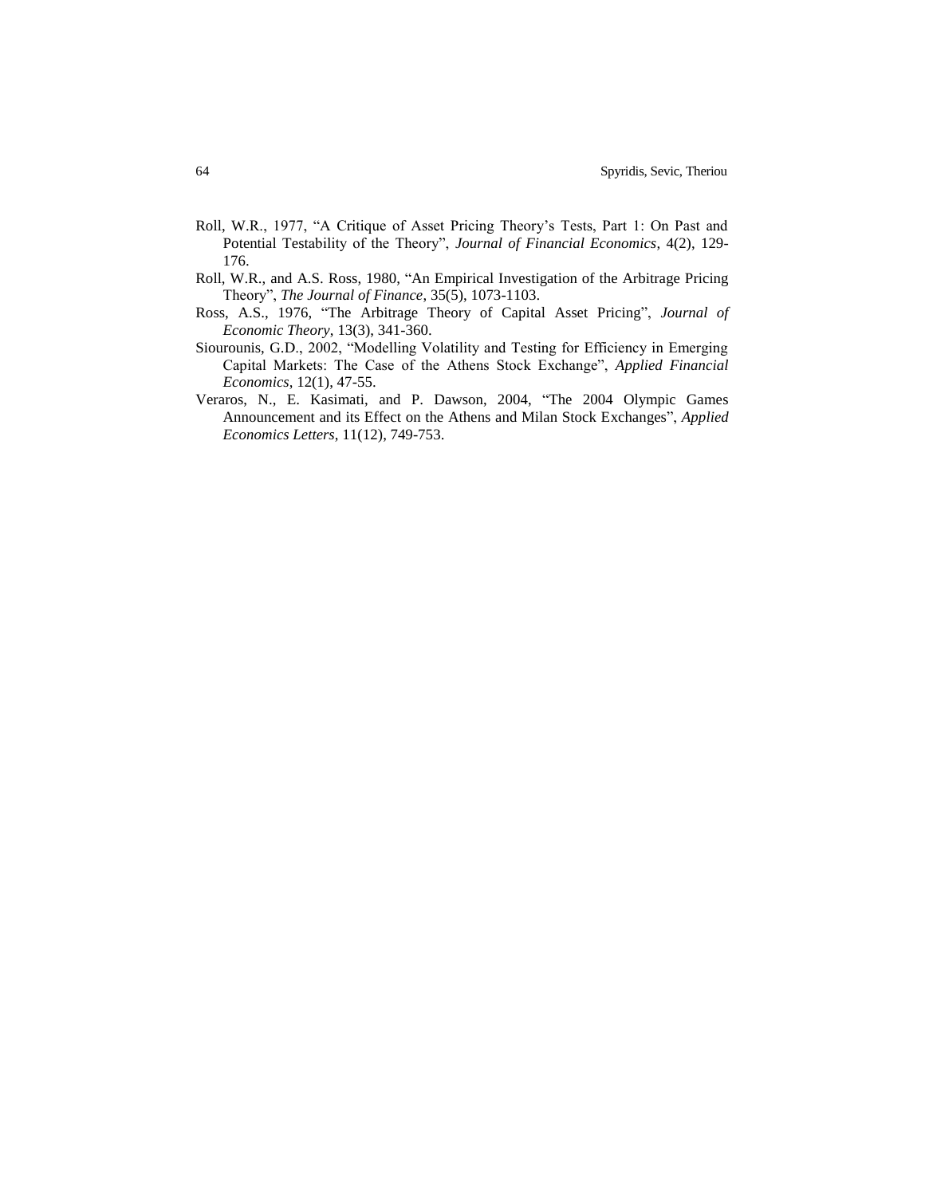Roll, W.R., 1977, "A Critique of Asset Pricing Theory's Tests, Part 1: On Past and Potential Testability of the Theory", *Journal of Financial Economics*, 4(2), 129-176.

Roll, W.R., and A.S. Ross, 1980, "An Empirical Investigation of the Arbitrage Pricing Theory", *The Journal of Finance*, 35(5), 1073-1103.

Ross, A.S., 1976, "The Arbitrage Theory of Capital Asset Pricing", *Journal of Economic Theory*, 13(3), 341-360.

Siourounis, G.D., 2002, "Modelling Volatility and Testing for Efficiency in Emerging Capital Markets: The Case of the Athens Stock Exchange", *Applied Financial Economics*, 12(1), 47-55.

Veraros, N., E. Kasimati, and P. Dawson, 2004, "The 2004 Olympic Games Announcement and its Effect on the Athens and Milan Stock Exchanges", *Applied Economics Letters*, 11(12), 749-753.